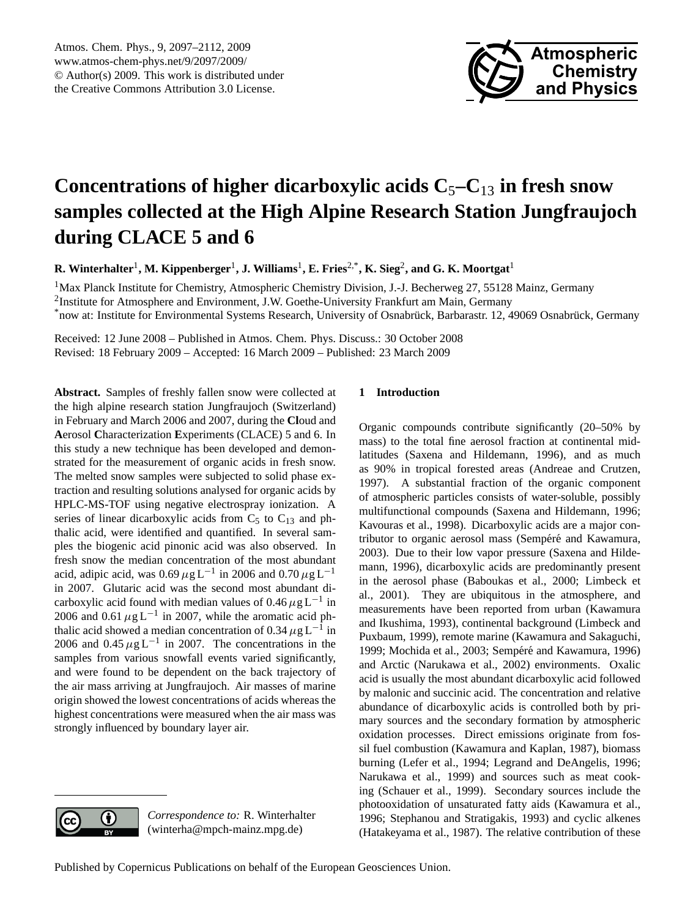# Concentrations of higher dicarboxylic acids $C_5$–$C_{13}$ in fresh snow samples collected at the High Alpine Research Station Jungfraujoch during CLACE 5 and 6

**R. Winterhalter[1], M. Kippenberger[1], J. Williams[1], E. Fries[2,*], K. Sieg[2], and G. K. Moortgat[1]**

[1]Max Planck Institute for Chemistry, Atmospheric Chemistry Division, J.-J. Becherweg 27, 55128 Mainz, Germany

[2]Institute for Atmosphere and Environment, J.W. Goethe-University Frankfurt am Main, Germany

[*]now at: Institute for Environmental Systems Research, University of Osnabrück, Barbarastr. 12, 49069 Osnabrück, Germany

Received: 12 June 2008 – Published in Atmos. Chem. Phys. Discuss.: 30 October 2008
Revised: 18 February 2009 – Accepted: 16 March 2009 – Published: 23 March 2009

**Abstract.** Samples of freshly fallen snow were collected at the high alpine research station Jungfraujoch (Switzerland) in February and March 2006 and 2007, during the **Cl**oud and **A**erosol **C**haracterization **E**xperiments (CLACE) 5 and 6. In this study a new technique has been developed and demonstrated for the measurement of organic acids in fresh snow. The melted snow samples were subjected to solid phase extraction and resulting solutions analysed for organic acids by HPLC-MS-TOF using negative electrospray ionization. A series of linear dicarboxylic acids from $C_5$ to $C_{13}$ and phthalic acid, were identified and quantified. In several samples the biogenic acid pinonic acid was also observed. In fresh snow the median concentration of the most abundant acid, adipic acid, was $0.69\,\mu\mathrm{g\,L^{-1}}$ in 2006 and $0.70\,\mu\mathrm{g\,L^{-1}}$ in 2007. Glutaric acid was the second most abundant dicarboxylic acid found with median values of $0.46\,\mu\mathrm{g\,L^{-1}}$ in 2006 and $0.61\,\mu\mathrm{g\,L^{-1}}$ in 2007, while the aromatic acid phthalic acid showed a median concentration of $0.34\,\mu\mathrm{g\,L^{-1}}$ in 2006 and $0.45\,\mu\mathrm{g\,L^{-1}}$ in 2007. The concentrations in the samples from various snowfall events varied significantly, and were found to be dependent on the back trajectory of the air mass arriving at Jungfraujoch. Air masses of marine origin showed the lowest concentrations of acids whereas the highest concentrations were measured when the air mass was strongly influenced by boundary layer air.

*Correspondence to:* R. Winterhalter (winterha@mpch-mainz.mpg.de)

## 1 Introduction

Organic compounds contribute significantly (20–50% by mass) to the total fine aerosol fraction at continental mid-latitudes (Saxena and Hildemann, 1996), and as much as 90% in tropical forested areas (Andreae and Crutzen, 1997). A substantial fraction of the organic component of atmospheric particles consists of water-soluble, possibly multifunctional compounds (Saxena and Hildemann, 1996; Kavouras et al., 1998). Dicarboxylic acids are a major contributor to organic aerosol mass (Sempéré and Kawamura, 2003). Due to their low vapor pressure (Saxena and Hildemann, 1996), dicarboxylic acids are predominantly present in the aerosol phase (Baboukas et al., 2000; Limbeck et al., 2001). They are ubiquitous in the atmosphere, and measurements have been reported from urban (Kawamura and Ikushima, 1993), continental background (Limbeck and Puxbaum, 1999), remote marine (Kawamura and Sakaguchi, 1999; Mochida et al., 2003; Sempéré and Kawamura, 1996) and Arctic (Narukawa et al., 2002) environments. Oxalic acid is usually the most abundant dicarboxylic acid followed by malonic and succinic acid. The concentration and relative abundance of dicarboxylic acids is controlled both by primary sources and the secondary formation by atmospheric oxidation processes. Direct emissions originate from fossil fuel combustion (Kawamura and Kaplan, 1987), biomass burning (Lefer et al., 1994; Legrand and DeAngelis, 1996; Narukawa et al., 1999) and sources such as meat cooking (Schauer et al., 1999). Secondary sources include the photooxidation of unsaturated fatty aids (Kawamura et al., 1996; Stephanou and Stratigakis, 1993) and cyclic alkenes (Hatakeyama et al., 1987). The relative contribution of these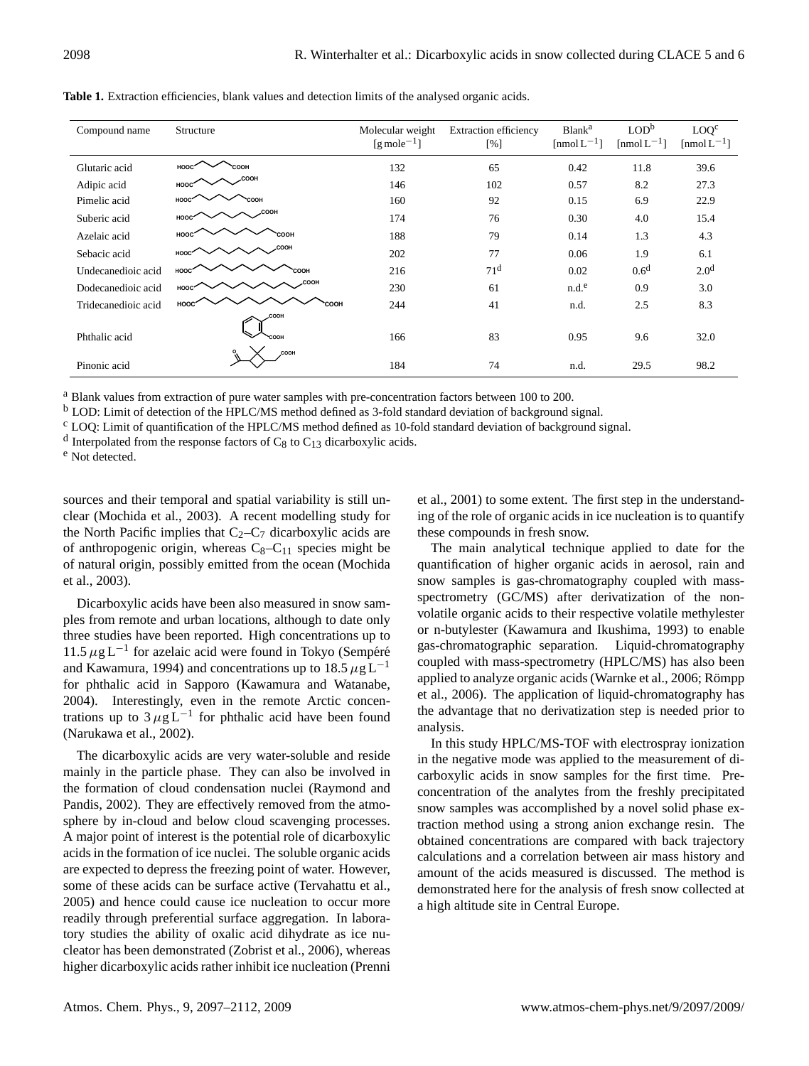**Table 1.** Extraction efficiencies, blank values and detection limits of the analysed organic acids.

| Compound name | Structure | Molecular weight [g mole$^{-1}$] | Extraction efficiency [%] | Blank[a] [nmol L$^{-1}$] | LOD[b] [nmol L$^{-1}$] | LOQ[c] [nmol L$^{-1}$] |
|---|---|---|---|---|---|---|
| Glutaric acid | HOOC–(CH$_2$)$_3$–COOH | 132 | 65 | 0.42 | 11.8 | 39.6 |
| Adipic acid | HOOC–(CH$_2$)$_4$–COOH | 146 | 102 | 0.57 | 8.2 | 27.3 |
| Pimelic acid | HOOC–(CH$_2$)$_5$–COOH | 160 | 92 | 0.15 | 6.9 | 22.9 |
| Suberic acid | HOOC–(CH$_2$)$_6$–COOH | 174 | 76 | 0.30 | 4.0 | 15.4 |
| Azelaic acid | HOOC–(CH$_2$)$_7$–COOH | 188 | 79 | 0.14 | 1.3 | 4.3 |
| Sebacic acid | HOOC–(CH$_2$)$_8$–COOH | 202 | 77 | 0.06 | 1.9 | 6.1 |
| Undecanedioic acid | HOOC–(CH$_2$)$_9$–COOH | 216 | 71[d] | 0.02 | 0.6[d] | 2.0[d] |
| Dodecanedioic acid | HOOC–(CH$_2$)$_{10}$–COOH | 230 | 61 | n.d.[e] | 0.9 | 3.0 |
| Tridecanedioic acid | HOOC–(CH$_2$)$_{11}$–COOH | 244 | 41 | n.d. | 2.5 | 8.3 |
| Phthalic acid | (benzene-1,2-dicarboxylic acid) | 166 | 83 | 0.95 | 9.6 | 32.0 |
| Pinonic acid | (cyclobutane structure with COOH) | 184 | 74 | n.d. | 29.5 | 98.2 |

[a] Blank values from extraction of pure water samples with pre-concentration factors between 100 to 200.
[b] LOD: Limit of detection of the HPLC/MS method defined as 3-fold standard deviation of background signal.
[c] LOQ: Limit of quantification of the HPLC/MS method defined as 10-fold standard deviation of background signal.
[d] Interpolated from the response factors of $C_8$ to $C_{13}$ dicarboxylic acids.
[e] Not detected.

sources and their temporal and spatial variability is still unclear (Mochida et al., 2003). A recent modelling study for the North Pacific implies that $C_2$–$C_7$ dicarboxylic acids are of anthropogenic origin, whereas $C_8$–$C_{11}$ species might be of natural origin, possibly emitted from the ocean (Mochida et al., 2003).

Dicarboxylic acids have been also measured in snow samples from remote and urban locations, although to date only three studies have been reported. High concentrations up to $11.5\,\mu g\,L^{-1}$ for azelaic acid were found in Tokyo (Sempéré and Kawamura, 1994) and concentrations up to $18.5\,\mu g\,L^{-1}$ for phthalic acid in Sapporo (Kawamura and Watanabe, 2004). Interestingly, even in the remote Arctic concentrations up to $3\,\mu g\,L^{-1}$ for phthalic acid have been found (Narukawa et al., 2002).

The dicarboxylic acids are very water-soluble and reside mainly in the particle phase. They can also be involved in the formation of cloud condensation nuclei (Raymond and Pandis, 2002). They are effectively removed from the atmosphere by in-cloud and below cloud scavenging processes. A major point of interest is the potential role of dicarboxylic acids in the formation of ice nuclei. The soluble organic acids are expected to depress the freezing point of water. However, some of these acids can be surface active (Tervahattu et al., 2005) and hence could cause ice nucleation to occur more readily through preferential surface aggregation. In laboratory studies the ability of oxalic acid dihydrate as ice nucleator has been demonstrated (Zobrist et al., 2006), whereas higher dicarboxylic acids rather inhibit ice nucleation (Prenni et al., 2001) to some extent. The first step in the understanding of the role of organic acids in ice nucleation is to quantify these compounds in fresh snow.

The main analytical technique applied to date for the quantification of higher organic acids in aerosol, rain and snow samples is gas-chromatography coupled with mass-spectrometry (GC/MS) after derivatization of the non-volatile organic acids to their respective volatile methylester or n-butylester (Kawamura and Ikushima, 1993) to enable gas-chromatographic separation. Liquid-chromatography coupled with mass-spectrometry (HPLC/MS) has also been applied to analyze organic acids (Warnke et al., 2006; Römpp et al., 2006). The application of liquid-chromatography has the advantage that no derivatization step is needed prior to analysis.

In this study HPLC/MS-TOF with electrospray ionization in the negative mode was applied to the measurement of dicarboxylic acids in snow samples for the first time. Pre-concentration of the analytes from the freshly precipitated snow samples was accomplished by a novel solid phase extraction method using a strong anion exchange resin. The obtained concentrations are compared with back trajectory calculations and a correlation between air mass history and amount of the acids measured is discussed. The method is demonstrated here for the analysis of fresh snow collected at a high altitude site in Central Europe.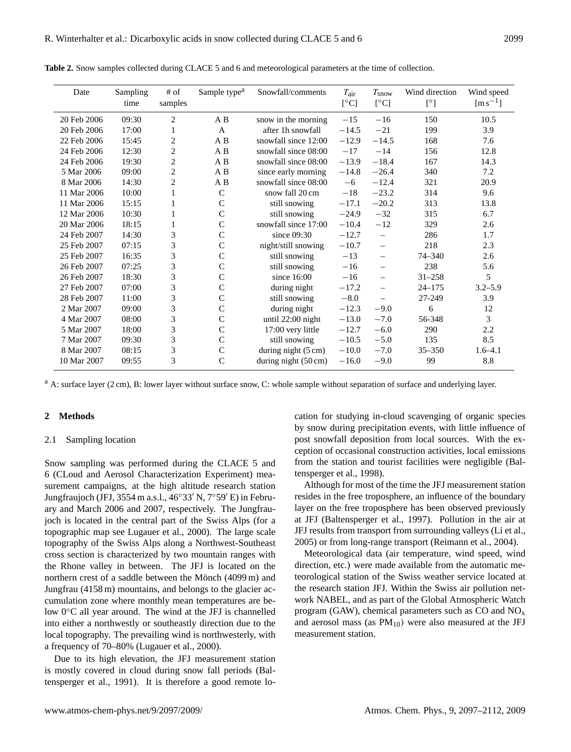**Table 2.** Snow samples collected during CLACE 5 and 6 and meteorological parameters at the time of collection.

| Date | Sampling time | # of samples | Sample type[a] | Snowfall/comments | $T_{air}$ [°C] | $T_{snow}$ [°C] | Wind direction [°] | Wind speed [m s$^{-1}$] |
|---|---|---|---|---|---|---|---|---|
| 20 Feb 2006 | 09:30 | 2 | A B | snow in the morning | −15 | −16 | 150 | 10.5 |
| 20 Feb 2006 | 17:00 | 1 | A | after 1h snowfall | −14.5 | −21 | 199 | 3.9 |
| 22 Feb 2006 | 15:45 | 2 | A B | snowfall since 12:00 | −12.9 | −14.5 | 168 | 7.6 |
| 24 Feb 2006 | 12:30 | 2 | A B | snowfall since 08:00 | −17 | −14 | 156 | 12.8 |
| 24 Feb 2006 | 19:30 | 2 | A B | snowfall since 08:00 | −13.9 | −18.4 | 167 | 14.3 |
| 5 Mar 2006 | 09:00 | 2 | A B | since early morning | −14.8 | −26.4 | 340 | 7.2 |
| 8 Mar 2006 | 14:30 | 2 | A B | snowfall since 08:00 | −6 | −12.4 | 321 | 20.9 |
| 11 Mar 2006 | 10:00 | 1 | C | snow fall 20 cm | −18 | −23.2 | 314 | 9.6 |
| 11 Mar 2006 | 15:15 | 1 | C | still snowing | −17.1 | −20.2 | 313 | 13.8 |
| 12 Mar 2006 | 10:30 | 1 | C | still snowing | −24.9 | −32 | 315 | 6.7 |
| 20 Mar 2006 | 18:15 | 1 | C | snowfall since 17:00 | −10.4 | −12 | 329 | 2.6 |
| 24 Feb 2007 | 14:30 | 3 | C | since 09:30 | −12.7 | – | 286 | 1.7 |
| 25 Feb 2007 | 07:15 | 3 | C | night/still snowing | −10.7 | – | 218 | 2.3 |
| 25 Feb 2007 | 16:35 | 3 | C | still snowing | −13 | – | 74–340 | 2.6 |
| 26 Feb 2007 | 07:25 | 3 | C | still snowing | −16 | – | 238 | 5.6 |
| 26 Feb 2007 | 18:30 | 3 | C | since 16:00 | −16 | – | 31–258 | 5 |
| 27 Feb 2007 | 07:00 | 3 | C | during night | −17.2 | – | 24–175 | 3.2–5.9 |
| 28 Feb 2007 | 11:00 | 3 | C | still snowing | −8.0 | – | 27-249 | 3.9 |
| 2 Mar 2007 | 09:00 | 3 | C | during night | −12.3 | −9.0 | 6 | 12 |
| 4 Mar 2007 | 08:00 | 3 | C | until 22:00 night | −13.0 | −7.0 | 56-348 | 3 |
| 5 Mar 2007 | 18:00 | 3 | C | 17:00 very little | −12.7 | −6.0 | 290 | 2.2 |
| 7 Mar 2007 | 09:30 | 3 | C | still snowing | −10.5 | −5.0 | 135 | 8.5 |
| 8 Mar 2007 | 08:15 | 3 | C | during night (5 cm) | −10.0 | −7.0 | 35–350 | 1.6–4.1 |
| 10 Mar 2007 | 09:55 | 3 | C | during night (50 cm) | −16.0 | −9.0 | 99 | 8.8 |

[a] A: surface layer (2 cm), B: lower layer without surface snow, C: whole sample without separation of surface and underlying layer.

## 2 Methods

### 2.1 Sampling location

Snow sampling was performed during the CLACE 5 and 6 (CLoud and Aerosol Characterization Experiment) measurement campaigns, at the high altitude research station Jungfraujoch (JFJ, 3554 m a.s.l., 46°33′ N, 7°59′ E) in February and March 2006 and 2007, respectively. The Jungfraujoch is located in the central part of the Swiss Alps (for a topographic map see Lugauer et al., 2000). The large scale topography of the Swiss Alps along a Northwest-Southeast cross section is characterized by two mountain ranges with the Rhone valley in between. The JFJ is located on the northern crest of a saddle between the Mönch (4099 m) and Jungfrau (4158 m) mountains, and belongs to the glacier accumulation zone where monthly mean temperatures are below 0°C all year around. The wind at the JFJ is channelled into either a northwestly or southeastly direction due to the local topography. The prevailing wind is northwesterly, with a frequency of 70–80% (Lugauer et al., 2000).

Due to its high elevation, the JFJ measurement station is mostly covered in cloud during snow fall periods (Baltensperger et al., 1991). It is therefore a good remote location for studying in-cloud scavenging of organic species by snow during precipitation events, with little influence of post snowfall deposition from local sources. With the exception of occasional construction activities, local emissions from the station and tourist facilities were negligible (Baltensperger et al., 1998).

Although for most of the time the JFJ measurement station resides in the free troposphere, an influence of the boundary layer on the free troposphere has been observed previously at JFJ (Baltensperger et al., 1997). Pollution in the air at JFJ results from transport from surrounding valleys (Li et al., 2005) or from long-range transport (Reimann et al., 2004).

Meteorological data (air temperature, wind speed, wind direction, etc.) were made available from the automatic meteorological station of the Swiss weather service located at the research station JFJ. Within the Swiss air pollution network NABEL, and as part of the Global Atmospheric Watch program (GAW), chemical parameters such as CO and $NO_x$ and aerosol mass (as $PM_{10}$) were also measured at the JFJ measurement station.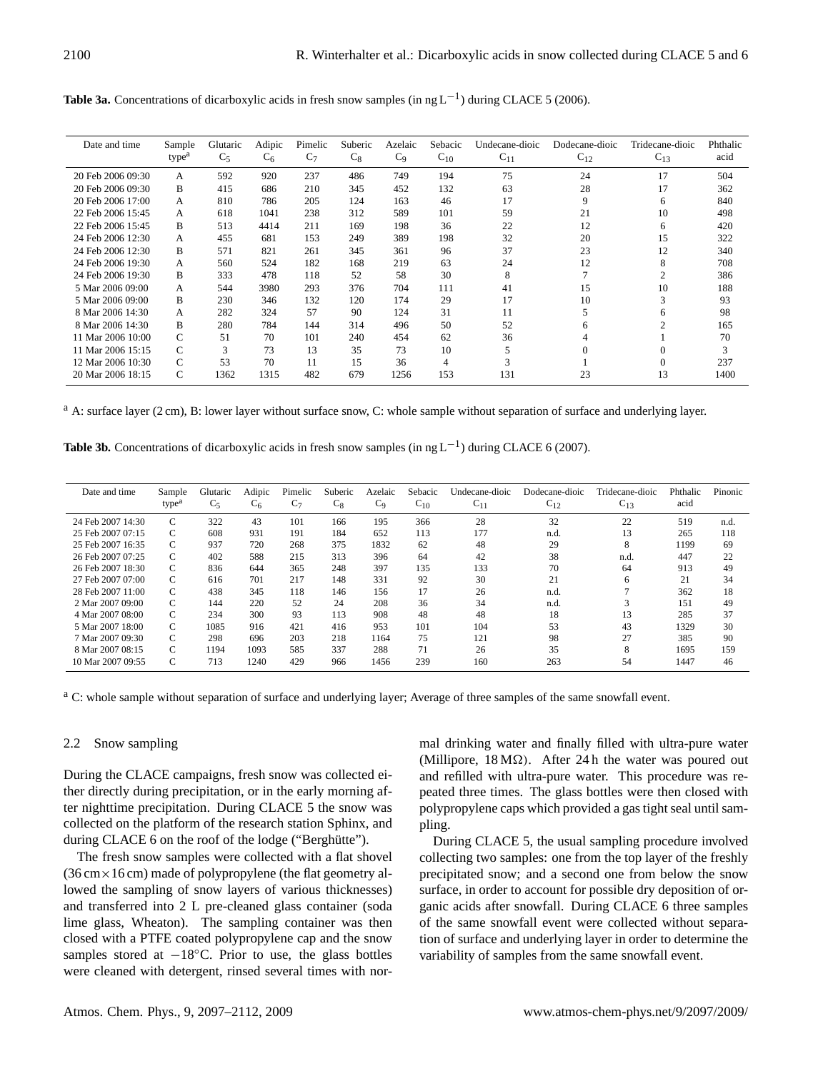**Table 3a.** Concentrations of dicarboxylic acids in fresh snow samples (in ng $L^{-1}$) during CLACE 5 (2006).

| Date and time | Sample type[a] | Glutaric $C_5$ | Adipic $C_6$ | Pimelic $C_7$ | Suberic $C_8$ | Azelaic $C_9$ | Sebacic $C_{10}$ | Undecane-dioic $C_{11}$ | Dodecane-dioic $C_{12}$ | Tridecane-dioic $C_{13}$ | Phthalic acid |
|---|---|---|---|---|---|---|---|---|---|---|---|
| 20 Feb 2006 09:30 | A | 592 | 920 | 237 | 486 | 749 | 194 | 75 | 24 | 17 | 504 |
| 20 Feb 2006 09:30 | B | 415 | 686 | 210 | 345 | 452 | 132 | 63 | 28 | 17 | 362 |
| 20 Feb 2006 17:00 | A | 810 | 786 | 205 | 124 | 163 | 46 | 17 | 9 | 6 | 840 |
| 22 Feb 2006 15:45 | A | 618 | 1041 | 238 | 312 | 589 | 101 | 59 | 21 | 10 | 498 |
| 22 Feb 2006 15:45 | B | 513 | 4414 | 211 | 169 | 198 | 36 | 22 | 12 | 6 | 420 |
| 24 Feb 2006 12:30 | A | 455 | 681 | 153 | 249 | 389 | 198 | 32 | 20 | 15 | 322 |
| 24 Feb 2006 12:30 | B | 571 | 821 | 261 | 345 | 361 | 96 | 37 | 23 | 12 | 340 |
| 24 Feb 2006 19:30 | A | 560 | 524 | 182 | 168 | 219 | 63 | 24 | 12 | 8 | 708 |
| 24 Feb 2006 19:30 | B | 333 | 478 | 118 | 52 | 58 | 30 | 8 | 7 | 2 | 386 |
| 5 Mar 2006 09:00 | A | 544 | 3980 | 293 | 376 | 704 | 111 | 41 | 15 | 10 | 188 |
| 5 Mar 2006 09:00 | B | 230 | 346 | 132 | 120 | 174 | 29 | 17 | 10 | 3 | 93 |
| 8 Mar 2006 14:30 | A | 282 | 324 | 57 | 90 | 124 | 31 | 11 | 5 | 6 | 98 |
| 8 Mar 2006 14:30 | B | 280 | 784 | 144 | 314 | 496 | 50 | 52 | 6 | 2 | 165 |
| 11 Mar 2006 10:00 | C | 51 | 70 | 101 | 240 | 454 | 62 | 36 | 4 | 1 | 70 |
| 11 Mar 2006 15:15 | C | 3 | 73 | 13 | 35 | 73 | 10 | 5 | 0 | 0 | 3 |
| 12 Mar 2006 10:30 | C | 53 | 70 | 11 | 15 | 36 | 4 | 3 | 1 | 0 | 237 |
| 20 Mar 2006 18:15 | C | 1362 | 1315 | 482 | 679 | 1256 | 153 | 131 | 23 | 13 | 1400 |

[a] A: surface layer (2 cm), B: lower layer without surface snow, C: whole sample without separation of surface and underlying layer.

**Table 3b.** Concentrations of dicarboxylic acids in fresh snow samples (in ng $L^{-1}$) during CLACE 6 (2007).

| Date and time | Sample type[a] | Glutaric $C_5$ | Adipic $C_6$ | Pimelic $C_7$ | Suberic $C_8$ | Azelaic $C_9$ | Sebacic $C_{10}$ | Undecane-dioic $C_{11}$ | Dodecane-dioic $C_{12}$ | Tridecane-dioic $C_{13}$ | Phthalic acid | Pinonic |
|---|---|---|---|---|---|---|---|---|---|---|---|---|
| 24 Feb 2007 14:30 | C | 322 | 43 | 101 | 166 | 195 | 366 | 28 | 32 | 22 | 519 | n.d. |
| 25 Feb 2007 07:15 | C | 608 | 931 | 191 | 184 | 652 | 113 | 177 | n.d. | 13 | 265 | 118 |
| 25 Feb 2007 16:35 | C | 937 | 720 | 268 | 375 | 1832 | 62 | 48 | 29 | 8 | 1199 | 69 |
| 26 Feb 2007 07:25 | C | 402 | 588 | 215 | 313 | 396 | 64 | 42 | 38 | n.d. | 447 | 22 |
| 26 Feb 2007 18:30 | C | 836 | 644 | 365 | 248 | 397 | 135 | 133 | 70 | 64 | 913 | 49 |
| 27 Feb 2007 07:00 | C | 616 | 701 | 217 | 148 | 331 | 92 | 30 | 21 | 6 | 21 | 34 |
| 28 Feb 2007 11:00 | C | 438 | 345 | 118 | 146 | 156 | 17 | 26 | n.d. | 7 | 362 | 18 |
| 2 Mar 2007 09:00 | C | 144 | 220 | 52 | 24 | 208 | 36 | 34 | n.d. | 3 | 151 | 49 |
| 4 Mar 2007 08:00 | C | 234 | 300 | 93 | 113 | 908 | 48 | 48 | 18 | 13 | 285 | 37 |
| 5 Mar 2007 18:00 | C | 1085 | 916 | 421 | 416 | 953 | 101 | 104 | 53 | 43 | 1329 | 30 |
| 7 Mar 2007 09:30 | C | 298 | 696 | 203 | 218 | 1164 | 75 | 121 | 98 | 27 | 385 | 90 |
| 8 Mar 2007 08:15 | C | 1194 | 1093 | 585 | 337 | 288 | 71 | 26 | 35 | 8 | 1695 | 159 |
| 10 Mar 2007 09:55 | C | 713 | 1240 | 429 | 966 | 1456 | 239 | 160 | 263 | 54 | 1447 | 46 |

[a] C: whole sample without separation of surface and underlying layer; Average of three samples of the same snowfall event.

### 2.2 Snow sampling

During the CLACE campaigns, fresh snow was collected either directly during precipitation, or in the early morning after nighttime precipitation. During CLACE 5 the snow was collected on the platform of the research station Sphinx, and during CLACE 6 on the roof of the lodge ("Berghütte").

The fresh snow samples were collected with a flat shovel (36 cm×16 cm) made of polypropylene (the flat geometry allowed the sampling of snow layers of various thicknesses) and transferred into 2 L pre-cleaned glass container (soda lime glass, Wheaton). The sampling container was then closed with a PTFE coated polypropylene cap and the snow samples stored at −18°C. Prior to use, the glass bottles were cleaned with detergent, rinsed several times with normal drinking water and finally filled with ultra-pure water (Millipore, 18 MΩ). After 24 h the water was poured out and refilled with ultra-pure water. This procedure was repeated three times. The glass bottles were then closed with polypropylene caps which provided a gas tight seal until sampling.

During CLACE 5, the usual sampling procedure involved collecting two samples: one from the top layer of the freshly precipitated snow; and a second one from below the snow surface, in order to account for possible dry deposition of organic acids after snowfall. During CLACE 6 three samples of the same snowfall event were collected without separation of surface and underlying layer in order to determine the variability of samples from the same snowfall event.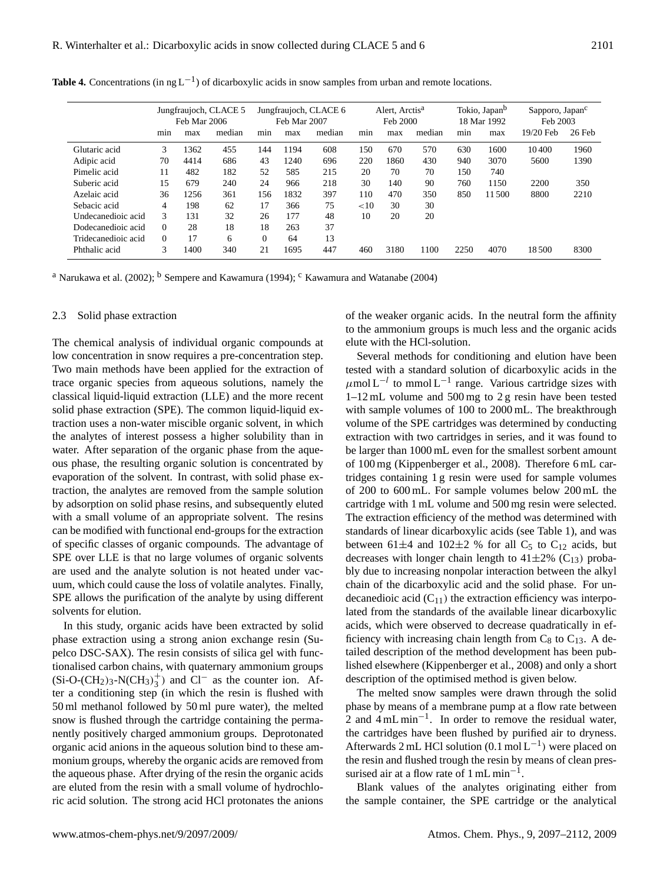**Table 4.** Concentrations (in ng $L^{-1}$) of dicarboxylic acids in snow samples from urban and remote locations.

| | Jungfraujoch, CLACE 5 Feb Mar 2006 | | | Jungfraujoch, CLACE 6 Feb Mar 2007 | | | Alert, Arctis[a] Feb 2000 | | | Tokio, Japan[b] 18 Mar 1992 | | Sapporo, Japan[c] Feb 2003 | |
|---|---|---|---|---|---|---|---|---|---|---|---|---|---|
| | min | max | median | min | max | median | min | max | median | min | max | 19/20 Feb | 26 Feb |
| Glutaric acid | 3 | 1362 | 455 | 144 | 1194 | 608 | 150 | 670 | 570 | 630 | 1600 | 10 400 | 1960 |
| Adipic acid | 70 | 4414 | 686 | 43 | 1240 | 696 | 220 | 1860 | 430 | 940 | 3070 | 5600 | 1390 |
| Pimelic acid | 11 | 482 | 182 | 52 | 585 | 215 | 20 | 70 | 70 | 150 | 740 | | |
| Suberic acid | 15 | 679 | 240 | 24 | 966 | 218 | 30 | 140 | 90 | 760 | 1150 | 2200 | 350 |
| Azelaic acid | 36 | 1256 | 361 | 156 | 1832 | 397 | 110 | 470 | 350 | 850 | 11 500 | 8800 | 2210 |
| Sebacic acid | 4 | 198 | 62 | 17 | 366 | 75 | <10 | 30 | 30 | | | | |
| Undecanedioic acid | 3 | 131 | 32 | 26 | 177 | 48 | 10 | 20 | 20 | | | | |
| Dodecanedioic acid | 0 | 28 | 18 | 18 | 263 | 37 | | | | | | | |
| Tridecanedioic acid | 0 | 17 | 6 | 0 | 64 | 13 | | | | | | | |
| Phthalic acid | 3 | 1400 | 340 | 21 | 1695 | 447 | 460 | 3180 | 1100 | 2250 | 4070 | 18 500 | 8300 |

[a] Narukawa et al. (2002); [b] Sempere and Kawamura (1994); [c] Kawamura and Watanabe (2004)

### 2.3 Solid phase extraction

The chemical analysis of individual organic compounds at low concentration in snow requires a pre-concentration step. Two main methods have been applied for the extraction of trace organic species from aqueous solutions, namely the classical liquid-liquid extraction (LLE) and the more recent solid phase extraction (SPE). The common liquid-liquid extraction uses a non-water miscible organic solvent, in which the analytes of interest possess a higher solubility than in water. After separation of the organic phase from the aqueous phase, the resulting organic solution is concentrated by evaporation of the solvent. In contrast, with solid phase extraction, the analytes are removed from the sample solution by adsorption on solid phase resins, and subsequently eluted with a small volume of an appropriate solvent. The resins can be modified with functional end-groups for the extraction of specific classes of organic compounds. The advantage of SPE over LLE is that no large volumes of organic solvents are used and the analyte solution is not heated under vacuum, which could cause the loss of volatile analytes. Finally, SPE allows the purification of the analyte by using different solvents for elution.

In this study, organic acids have been extracted by solid phase extraction using a strong anion exchange resin (Supelco DSC-SAX). The resin consists of silica gel with functionalised carbon chains, with quaternary ammonium groups (Si-O-$(CH_2)_3$-$N(CH_3)_3^+$) and $Cl^-$ as the counter ion. After a conditioning step (in which the resin is flushed with 50 ml methanol followed by 50 ml pure water), the melted snow is flushed through the cartridge containing the permanently positively charged ammonium groups. Deprotonated organic acid anions in the aqueous solution bind to these ammonium groups, whereby the organic acids are removed from the aqueous phase. After drying of the resin the organic acids are eluted from the resin with a small volume of hydrochloric acid solution. The strong acid HCl protonates the anions of the weaker organic acids. In the neutral form the affinity to the ammonium groups is much less and the organic acids elute with the HCl-solution.

Several methods for conditioning and elution have been tested with a standard solution of dicarboxylic acids in the $\mu$mol $L^{-l}$ to mmol $L^{-1}$ range. Various cartridge sizes with 1–12 mL volume and 500 mg to 2 g resin have been tested with sample volumes of 100 to 2000 mL. The breakthrough volume of the SPE cartridges was determined by conducting extraction with two cartridges in series, and it was found to be larger than 1000 mL even for the smallest sorbent amount of 100 mg (Kippenberger et al., 2008). Therefore 6 mL cartridges containing 1 g resin were used for sample volumes of 200 to 600 mL. For sample volumes below 200 mL the cartridge with 1 mL volume and 500 mg resin were selected. The extraction efficiency of the method was determined with standards of linear dicarboxylic acids (see Table 1), and was between 61±4 and 102±2 % for all $C_5$ to $C_{12}$ acids, but decreases with longer chain length to 41±2% ($C_{13}$) probably due to increasing nonpolar interaction between the alkyl chain of the dicarboxylic acid and the solid phase. For undecanedioic acid ($C_{11}$) the extraction efficiency was interpolated from the standards of the available linear dicarboxylic acids, which were observed to decrease quadratically in efficiency with increasing chain length from $C_8$ to $C_{13}$. A detailed description of the method development has been published elsewhere (Kippenberger et al., 2008) and only a short description of the optimised method is given below.

The melted snow samples were drawn through the solid phase by means of a membrane pump at a flow rate between 2 and 4 mL $min^{-1}$. In order to remove the residual water, the cartridges have been flushed by purified air to dryness. Afterwards 2 mL HCl solution (0.1 mol $L^{-1}$) were placed on the resin and flushed trough the resin by means of clean pressurised air at a flow rate of 1 mL $min^{-1}$.

Blank values of the analytes originating either from the sample container, the SPE cartridge or the analytical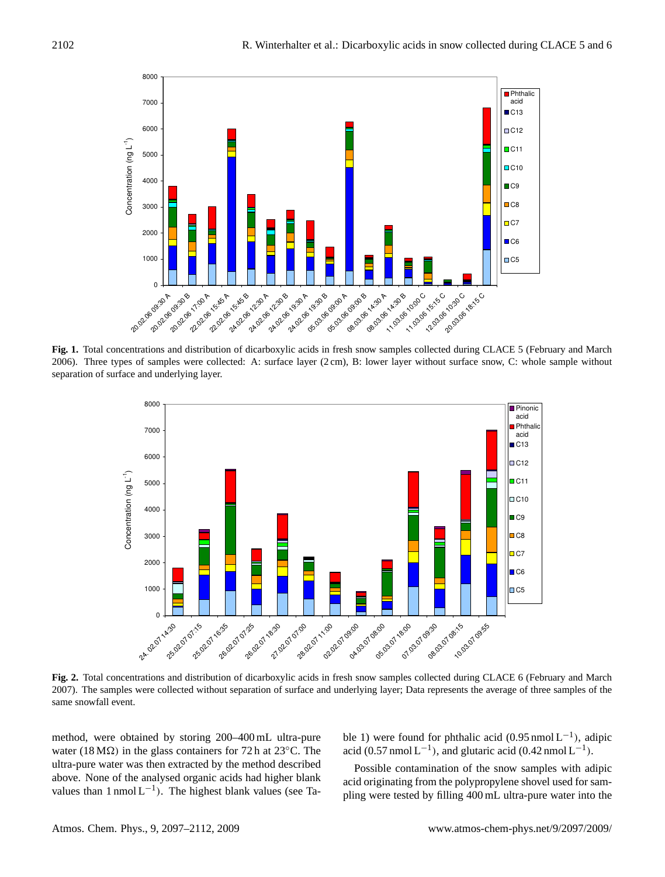**Fig. 1.** Total concentrations and distribution of dicarboxylic acids in fresh snow samples collected during CLACE 5 (February and March 2006). Three types of samples were collected: A: surface layer (2 cm), B: lower layer without surface snow, C: whole sample without separation of surface and underlying layer.

**Fig. 2.** Total concentrations and distribution of dicarboxylic acids in fresh snow samples collected during CLACE 6 (February and March 2007). The samples were collected without separation of surface and underlying layer; Data represents the average of three samples of the same snowfall event.

method, were obtained by storing 200–400 mL ultra-pure water (18 MΩ) in the glass containers for 72 h at 23°C. The ultra-pure water was then extracted by the method described above. None of the analysed organic acids had higher blank values than 1 nmol $L^{-1}$). The highest blank values (see Table 1) were found for phthalic acid (0.95 nmol $L^{-1}$), adipic acid (0.57 nmol $L^{-1}$), and glutaric acid (0.42 nmol $L^{-1}$).

Possible contamination of the snow samples with adipic acid originating from the polypropylene shovel used for sampling were tested by filling 400 mL ultra-pure water into the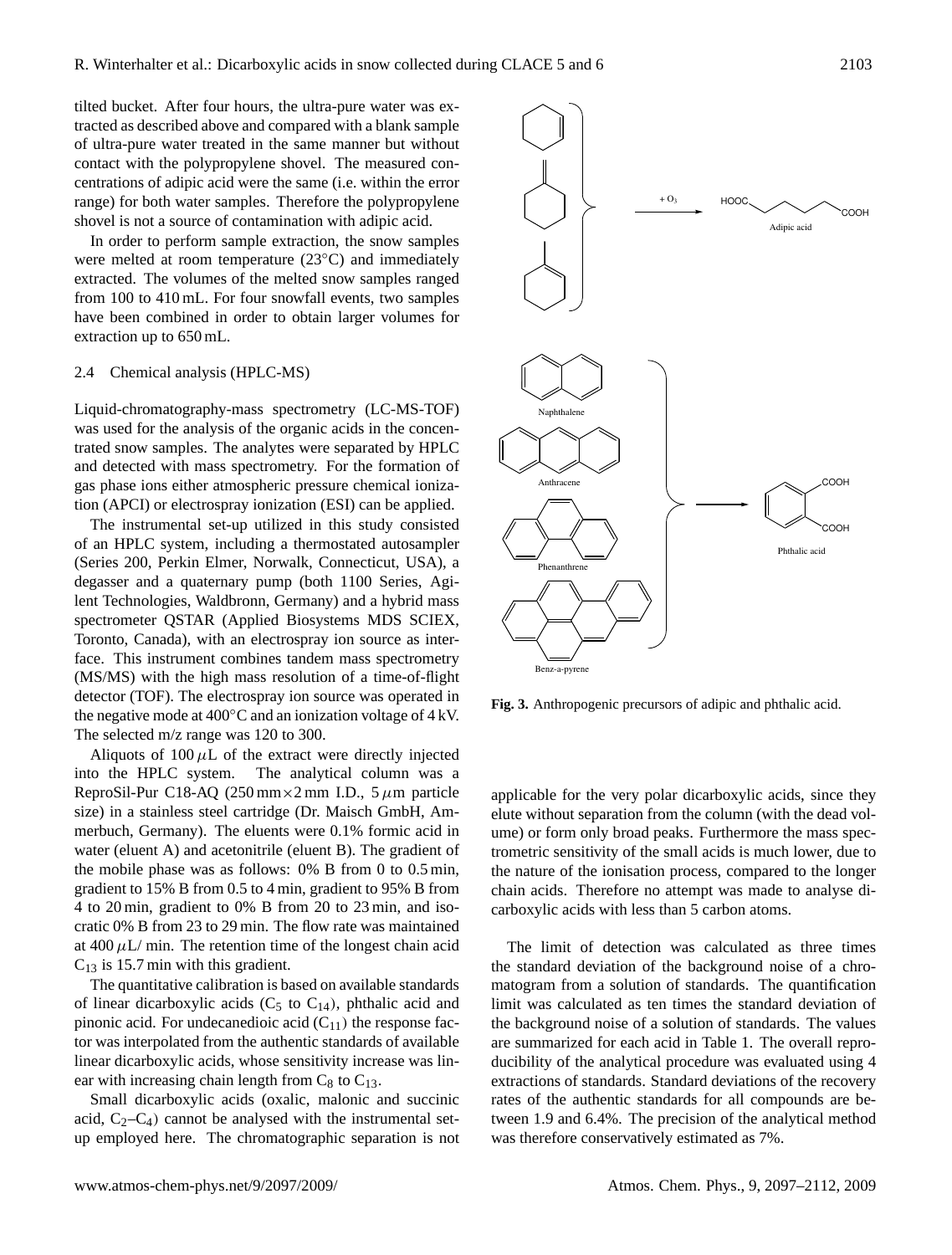tilted bucket. After four hours, the ultra-pure water was extracted as described above and compared with a blank sample of ultra-pure water treated in the same manner but without contact with the polypropylene shovel. The measured concentrations of adipic acid were the same (i.e. within the error range) for both water samples. Therefore the polypropylene shovel is not a source of contamination with adipic acid.

In order to perform sample extraction, the snow samples were melted at room temperature (23°C) and immediately extracted. The volumes of the melted snow samples ranged from 100 to 410 mL. For four snowfall events, two samples have been combined in order to obtain larger volumes for extraction up to 650 mL.

### 2.4 Chemical analysis (HPLC-MS)

Liquid-chromatography-mass spectrometry (LC-MS-TOF) was used for the analysis of the organic acids in the concentrated snow samples. The analytes were separated by HPLC and detected with mass spectrometry. For the formation of gas phase ions either atmospheric pressure chemical ionization (APCI) or electrospray ionization (ESI) can be applied.

The instrumental set-up utilized in this study consisted of an HPLC system, including a thermostated autosampler (Series 200, Perkin Elmer, Norwalk, Connecticut, USA), a degasser and a quaternary pump (both 1100 Series, Agilent Technologies, Waldbronn, Germany) and a hybrid mass spectrometer QSTAR (Applied Biosystems MDS SCIEX, Toronto, Canada), with an electrospray ion source as interface. This instrument combines tandem mass spectrometry (MS/MS) with the high mass resolution of a time-of-flight detector (TOF). The electrospray ion source was operated in the negative mode at 400°C and an ionization voltage of 4 kV. The selected m/z range was 120 to 300.

Aliquots of 100 $\mu$L of the extract were directly injected into the HPLC system. The analytical column was a ReproSil-Pur C18-AQ (250 mm×2 mm I.D., 5 $\mu$m particle size) in a stainless steel cartridge (Dr. Maisch GmbH, Ammerbuch, Germany). The eluents were 0.1% formic acid in water (eluent A) and acetonitrile (eluent B). The gradient of the mobile phase was as follows: 0% B from 0 to 0.5 min, gradient to 15% B from 0.5 to 4 min, gradient to 95% B from 4 to 20 min, gradient to 0% B from 20 to 23 min, and isocratic 0% B from 23 to 29 min. The flow rate was maintained at 400 $\mu$L/ min. The retention time of the longest chain acid $C_{13}$ is 15.7 min with this gradient.

The quantitative calibration is based on available standards of linear dicarboxylic acids ($C_5$ to $C_{14}$), phthalic acid and pinonic acid. For undecanedioic acid ($C_{11}$) the response factor was interpolated from the authentic standards of available linear dicarboxylic acids, whose sensitivity increase was linear with increasing chain length from $C_8$ to $C_{13}$.

Small dicarboxylic acids (oxalic, malonic and succinic acid, $C_2$–$C_4$) cannot be analysed with the instrumental set-up employed here. The chromatographic separation is not applicable for the very polar dicarboxylic acids, since they elute without separation from the column (with the dead volume) or form only broad peaks. Furthermore the mass spectrometric sensitivity of the small acids is much lower, due to the nature of the ionisation process, compared to the longer chain acids. Therefore no attempt was made to analyse dicarboxylic acids with less than 5 carbon atoms.

The limit of detection was calculated as three times the standard deviation of the background noise of a chromatogram from a solution of standards. The quantification limit was calculated as ten times the standard deviation of the background noise of a solution of standards. The values are summarized for each acid in Table 1. The overall reproducibility of the analytical procedure was evaluated using 4 extractions of standards. Standard deviations of the recovery rates of the authentic standards for all compounds are between 1.9 and 6.4%. The precision of the analytical method was therefore conservatively estimated as 7%.

+ $O_3$ HOOC COOH Adipic acid

Naphthalene Anthracene Phenanthrene Benz-a-pyrene COOH COOH Phthalic acid

**Fig. 3.** Anthropogenic precursors of adipic and phthalic acid.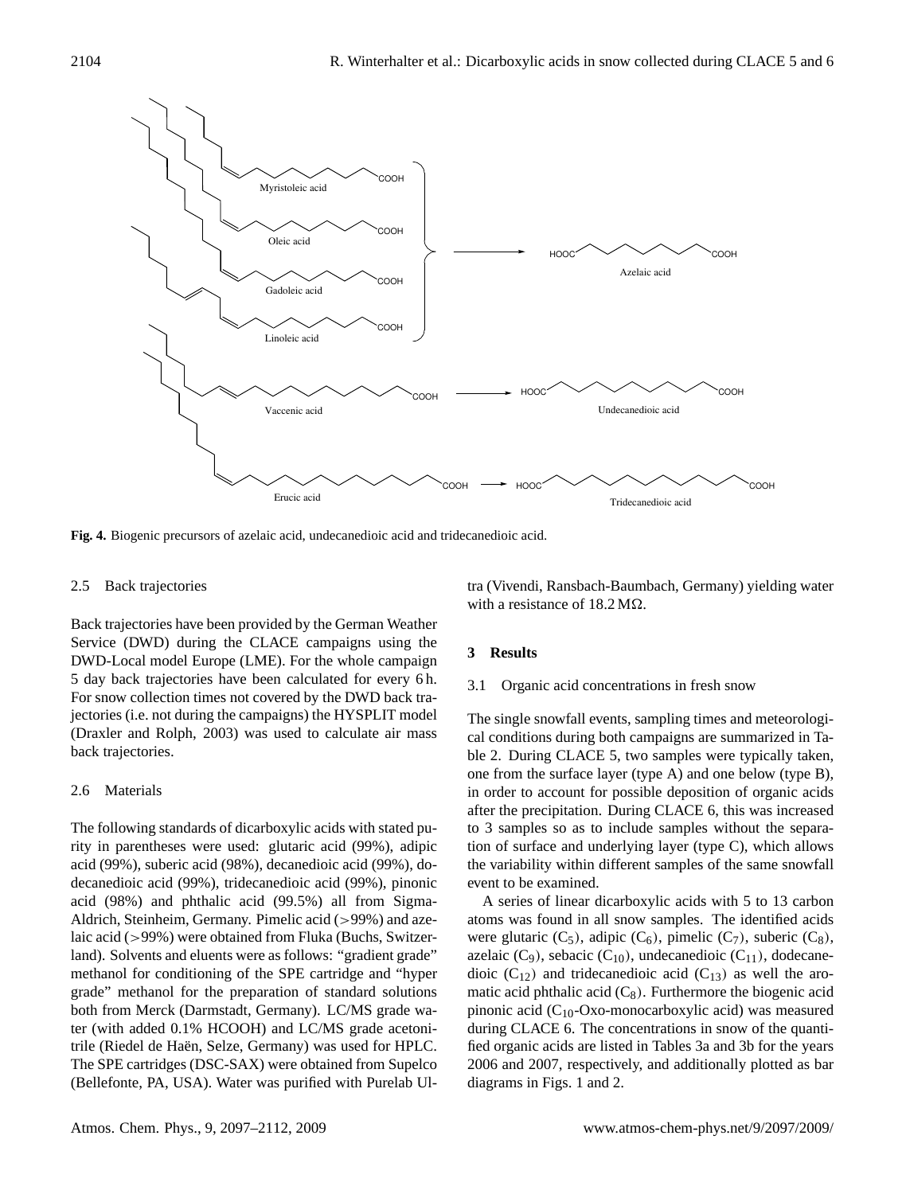**Fig. 4.** Biogenic precursors of azelaic acid, undecanedioic acid and tridecanedioic acid.

### 2.5 Back trajectories

Back trajectories have been provided by the German Weather Service (DWD) during the CLACE campaigns using the DWD-Local model Europe (LME). For the whole campaign 5 day back trajectories have been calculated for every 6 h. For snow collection times not covered by the DWD back trajectories (i.e. not during the campaigns) the HYSPLIT model (Draxler and Rolph, 2003) was used to calculate air mass back trajectories.

### 2.6 Materials

The following standards of dicarboxylic acids with stated purity in parentheses were used: glutaric acid (99%), adipic acid (99%), suberic acid (98%), decanedioic acid (99%), dodecanedioic acid (99%), tridecanedioic acid (99%), pinonic acid (98%) and phthalic acid (99.5%) all from Sigma-Aldrich, Steinheim, Germany. Pimelic acid (>99%) and azelaic acid (>99%) were obtained from Fluka (Buchs, Switzerland). Solvents and eluents were as follows: "gradient grade" methanol for conditioning of the SPE cartridge and "hyper grade" methanol for the preparation of standard solutions both from Merck (Darmstadt, Germany). LC/MS grade water (with added 0.1% HCOOH) and LC/MS grade acetonitrile (Riedel de Haën, Selze, Germany) was used for HPLC. The SPE cartridges (DSC-SAX) were obtained from Supelco (Bellefonte, PA, USA). Water was purified with Purelab Ultra (Vivendi, Ransbach-Baumbach, Germany) yielding water with a resistance of 18.2 MΩ.

## 3 Results

### 3.1 Organic acid concentrations in fresh snow

The single snowfall events, sampling times and meteorological conditions during both campaigns are summarized in Table 2. During CLACE 5, two samples were typically taken, one from the surface layer (type A) and one below (type B), in order to account for possible deposition of organic acids after the precipitation. During CLACE 6, this was increased to 3 samples so as to include samples without the separation of surface and underlying layer (type C), which allows the variability within different samples of the same snowfall event to be examined.

A series of linear dicarboxylic acids with 5 to 13 carbon atoms was found in all snow samples. The identified acids were glutaric ($C_5$), adipic ($C_6$), pimelic ($C_7$), suberic ($C_8$), azelaic ($C_9$), sebacic ($C_{10}$), undecanedioic ($C_{11}$), dodecanedioic ($C_{12}$) and tridecanedioic acid ($C_{13}$) as well the aromatic acid phthalic acid ($C_8$). Furthermore the biogenic acid pinonic acid ($C_{10}$-Oxo-monocarboxylic acid) was measured during CLACE 6. The concentrations in snow of the quantified organic acids are listed in Tables 3a and 3b for the years 2006 and 2007, respectively, and additionally plotted as bar diagrams in Figs. 1 and 2.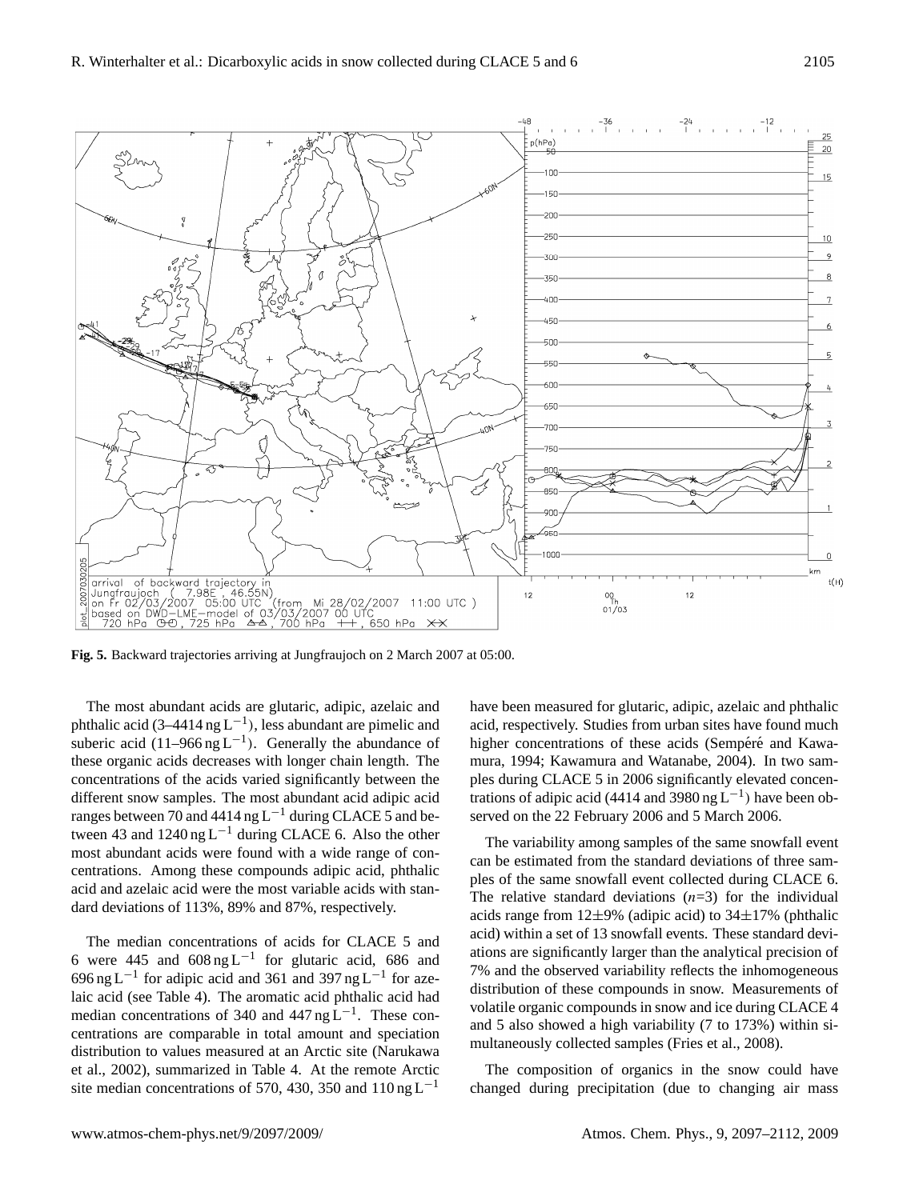**Fig. 5.** Backward trajectories arriving at Jungfraujoch on 2 March 2007 at 05:00.

The most abundant acids are glutaric, adipic, azelaic and phthalic acid (3–4414 ng $L^{-1}$), less abundant are pimelic and suberic acid (11–966 ng $L^{-1}$). Generally the abundance of these organic acids decreases with longer chain length. The concentrations of the acids varied significantly between the different snow samples. The most abundant acid adipic acid ranges between 70 and 4414 ng $L^{-1}$ during CLACE 5 and between 43 and 1240 ng $L^{-1}$ during CLACE 6. Also the other most abundant acids were found with a wide range of concentrations. Among these compounds adipic acid, phthalic acid and azelaic acid were the most variable acids with standard deviations of 113%, 89% and 87%, respectively.

The median concentrations of acids for CLACE 5 and 6 were 445 and 608 ng $L^{-1}$ for glutaric acid, 686 and 696 ng $L^{-1}$ for adipic acid and 361 and 397 ng $L^{-1}$ for azelaic acid (see Table 4). The aromatic acid phthalic acid had median concentrations of 340 and 447 ng $L^{-1}$. These concentrations are comparable in total amount and speciation distribution to values measured at an Arctic site (Narukawa et al., 2002), summarized in Table 4. At the remote Arctic site median concentrations of 570, 430, 350 and 110 ng $L^{-1}$ have been measured for glutaric, adipic, azelaic and phthalic acid, respectively. Studies from urban sites have found much higher concentrations of these acids (Sempéré and Kawamura, 1994; Kawamura and Watanabe, 2004). In two samples during CLACE 5 in 2006 significantly elevated concentrations of adipic acid (4414 and 3980 ng $L^{-1}$) have been observed on the 22 February 2006 and 5 March 2006.

The variability among samples of the same snowfall event can be estimated from the standard deviations of three samples of the same snowfall event collected during CLACE 6. The relative standard deviations ($n$=3) for the individual acids range from 12±9% (adipic acid) to 34±17% (phthalic acid) within a set of 13 snowfall events. These standard deviations are significantly larger than the analytical precision of 7% and the observed variability reflects the inhomogeneous distribution of these compounds in snow. Measurements of volatile organic compounds in snow and ice during CLACE 4 and 5 also showed a high variability (7 to 173%) within simultaneously collected samples (Fries et al., 2008).

The composition of organics in the snow could have changed during precipitation (due to changing air mass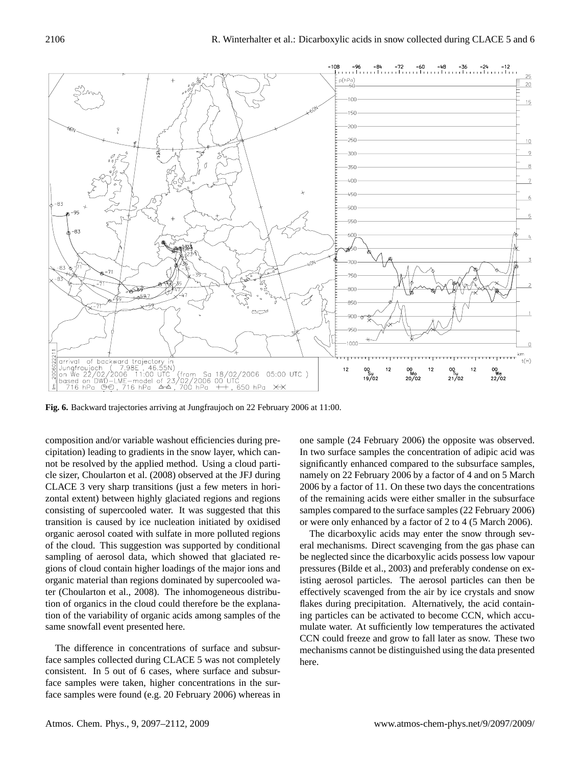**Fig. 6.** Backward trajectories arriving at Jungfraujoch on 22 February 2006 at 11:00.

composition and/or variable washout efficiencies during precipitation) leading to gradients in the snow layer, which cannot be resolved by the applied method. Using a cloud particle sizer, Choularton et al. (2008) observed at the JFJ during CLACE 3 very sharp transitions (just a few meters in horizontal extent) between highly glaciated regions and regions consisting of supercooled water. It was suggested that this transition is caused by ice nucleation initiated by oxidised organic aerosol coated with sulfate in more polluted regions of the cloud. This suggestion was supported by conditional sampling of aerosol data, which showed that glaciated regions of cloud contain higher loadings of the major ions and organic material than regions dominated by supercooled water (Choularton et al., 2008). The inhomogeneous distribution of organics in the cloud could therefore be the explanation of the variability of organic acids among samples of the same snowfall event presented here.

The difference in concentrations of surface and subsurface samples collected during CLACE 5 was not completely consistent. In 5 out of 6 cases, where surface and subsurface samples were taken, higher concentrations in the surface samples were found (e.g. 20 February 2006) whereas in one sample (24 February 2006) the opposite was observed. In two surface samples the concentration of adipic acid was significantly enhanced compared to the subsurface samples, namely on 22 February 2006 by a factor of 4 and on 5 March 2006 by a factor of 11. On these two days the concentrations of the remaining acids were either smaller in the subsurface samples compared to the surface samples (22 February 2006) or were only enhanced by a factor of 2 to 4 (5 March 2006).

The dicarboxylic acids may enter the snow through several mechanisms. Direct scavenging from the gas phase can be neglected since the dicarboxylic acids possess low vapour pressures (Bilde et al., 2003) and preferably condense on existing aerosol particles. The aerosol particles can then be effectively scavenged from the air by ice crystals and snow flakes during precipitation. Alternatively, the acid containing particles can be activated to become CCN, which accumulate water. At sufficiently low temperatures the activated CCN could freeze and grow to fall later as snow. These two mechanisms cannot be distinguished using the data presented here.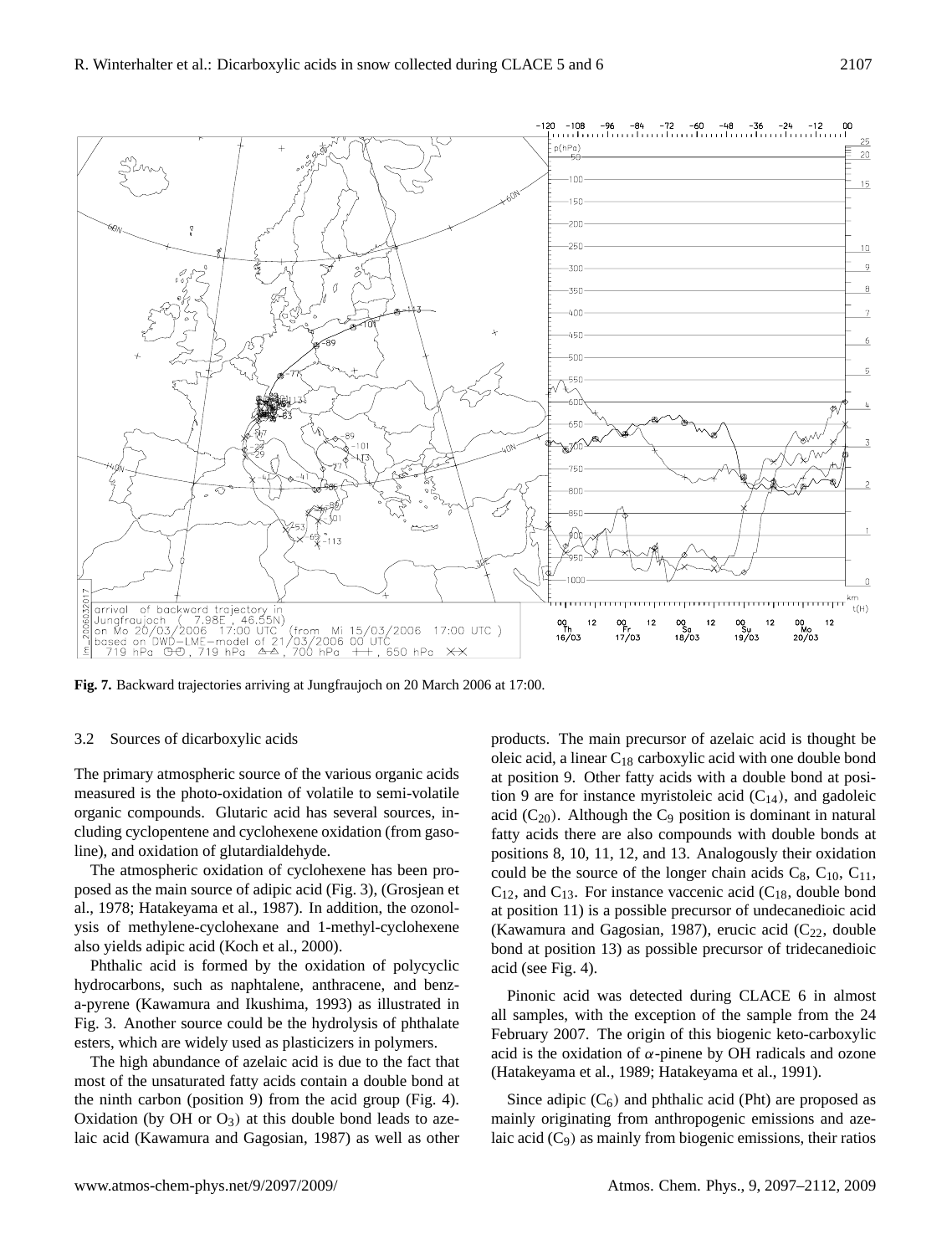**Fig. 7.** Backward trajectories arriving at Jungfraujoch on 20 March 2006 at 17:00.

### 3.2 Sources of dicarboxylic acids

The primary atmospheric source of the various organic acids measured is the photo-oxidation of volatile to semi-volatile organic compounds. Glutaric acid has several sources, including cyclopentene and cyclohexene oxidation (from gasoline), and oxidation of glutardialdehyde.

The atmospheric oxidation of cyclohexene has been proposed as the main source of adipic acid (Fig. 3), (Grosjean et al., 1978; Hatakeyama et al., 1987). In addition, the ozonolysis of methylene-cyclohexane and 1-methyl-cyclohexene also yields adipic acid (Koch et al., 2000).

Phthalic acid is formed by the oxidation of polycyclic hydrocarbons, such as naphtalene, anthracene, and benz-a-pyrene (Kawamura and Ikushima, 1993) as illustrated in Fig. 3. Another source could be the hydrolysis of phthalate esters, which are widely used as plasticizers in polymers.

The high abundance of azelaic acid is due to the fact that most of the unsaturated fatty acids contain a double bond at the ninth carbon (position 9) from the acid group (Fig. 4). Oxidation (by OH or $O_3$) at this double bond leads to azelaic acid (Kawamura and Gagosian, 1987) as well as other products. The main precursor of azelaic acid is thought be oleic acid, a linear $C_{18}$ carboxylic acid with one double bond at position 9. Other fatty acids with a double bond at position 9 are for instance myristoleic acid ($C_{14}$), and gadoleic acid ($C_{20}$). Although the $C_9$ position is dominant in natural fatty acids there are also compounds with double bonds at positions 8, 10, 11, 12, and 13. Analogously their oxidation could be the source of the longer chain acids $C_8$, $C_{10}$, $C_{11}$, $C_{12}$, and $C_{13}$. For instance vaccenic acid ($C_{18}$, double bond at position 11) is a possible precursor of undecanedioic acid (Kawamura and Gagosian, 1987), erucic acid ($C_{22}$, double bond at position 13) as possible precursor of tridecanedioic acid (see Fig. 4).

Pinonic acid was detected during CLACE 6 in almost all samples, with the exception of the sample from the 24 February 2007. The origin of this biogenic keto-carboxylic acid is the oxidation of $\alpha$-pinene by OH radicals and ozone (Hatakeyama et al., 1989; Hatakeyama et al., 1991).

Since adipic ($C_6$) and phthalic acid (Pht) are proposed as mainly originating from anthropogenic emissions and azelaic acid ($C_9$) as mainly from biogenic emissions, their ratios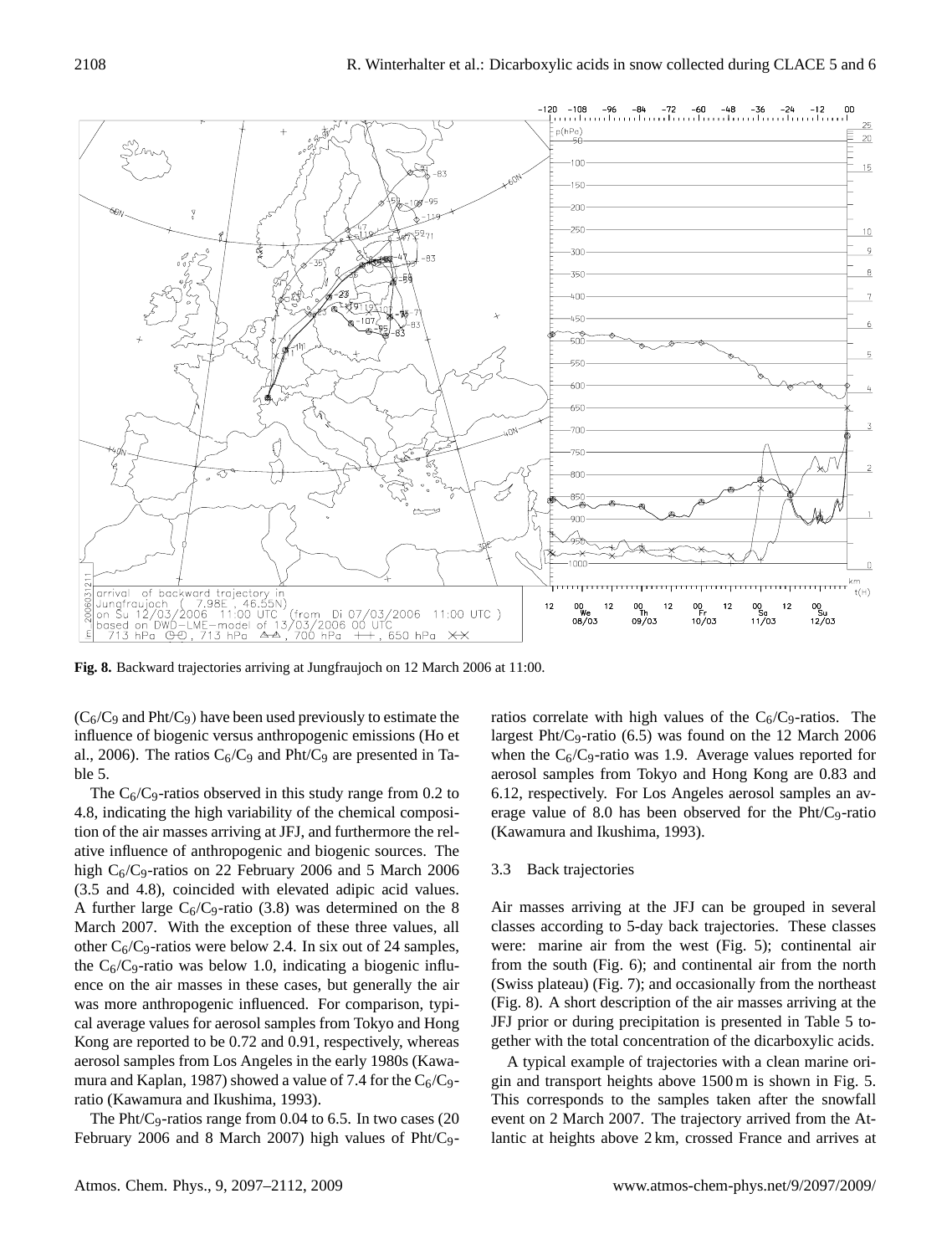**Fig. 8.** Backward trajectories arriving at Jungfraujoch on 12 March 2006 at 11:00.

($C_6/C_9$ and $Pht/C_9$) have been used previously to estimate the influence of biogenic versus anthropogenic emissions (Ho et al., 2006). The ratios $C_6/C_9$ and $Pht/C_9$ are presented in Table 5.

The $C_6/C_9$-ratios observed in this study range from 0.2 to 4.8, indicating the high variability of the chemical composition of the air masses arriving at JFJ, and furthermore the relative influence of anthropogenic and biogenic sources. The high $C_6/C_9$-ratios on 22 February 2006 and 5 March 2006 (3.5 and 4.8), coincided with elevated adipic acid values. A further large $C_6/C_9$-ratio (3.8) was determined on the 8 March 2007. With the exception of these three values, all other $C_6/C_9$-ratios were below 2.4. In six out of 24 samples, the $C_6/C_9$-ratio was below 1.0, indicating a biogenic influence on the air masses in these cases, but generally the air was more anthropogenic influenced. For comparison, typical average values for aerosol samples from Tokyo and Hong Kong are reported to be 0.72 and 0.91, respectively, whereas aerosol samples from Los Angeles in the early 1980s (Kawamura and Kaplan, 1987) showed a value of 7.4 for the $C_6/C_9$-ratio (Kawamura and Ikushima, 1993).

The $Pht/C_9$-ratios range from 0.04 to 6.5. In two cases (20 February 2006 and 8 March 2007) high values of $Pht/C_9$-ratios correlate with high values of the $C_6/C_9$-ratios. The largest $Pht/C_9$-ratio (6.5) was found on the 12 March 2006 when the $C_6/C_9$-ratio was 1.9. Average values reported for aerosol samples from Tokyo and Hong Kong are 0.83 and 6.12, respectively. For Los Angeles aerosol samples an average value of 8.0 has been observed for the $Pht/C_9$-ratio (Kawamura and Ikushima, 1993).

### 3.3 Back trajectories

Air masses arriving at the JFJ can be grouped in several classes according to 5-day back trajectories. These classes were: marine air from the west (Fig. 5); continental air from the south (Fig. 6); and continental air from the north (Swiss plateau) (Fig. 7); and occasionally from the northeast (Fig. 8). A short description of the air masses arriving at the JFJ prior or during precipitation is presented in Table 5 together with the total concentration of the dicarboxylic acids.

A typical example of trajectories with a clean marine origin and transport heights above 1500 m is shown in Fig. 5. This corresponds to the samples taken after the snowfall event on 2 March 2007. The trajectory arrived from the Atlantic at heights above 2 km, crossed France and arrives at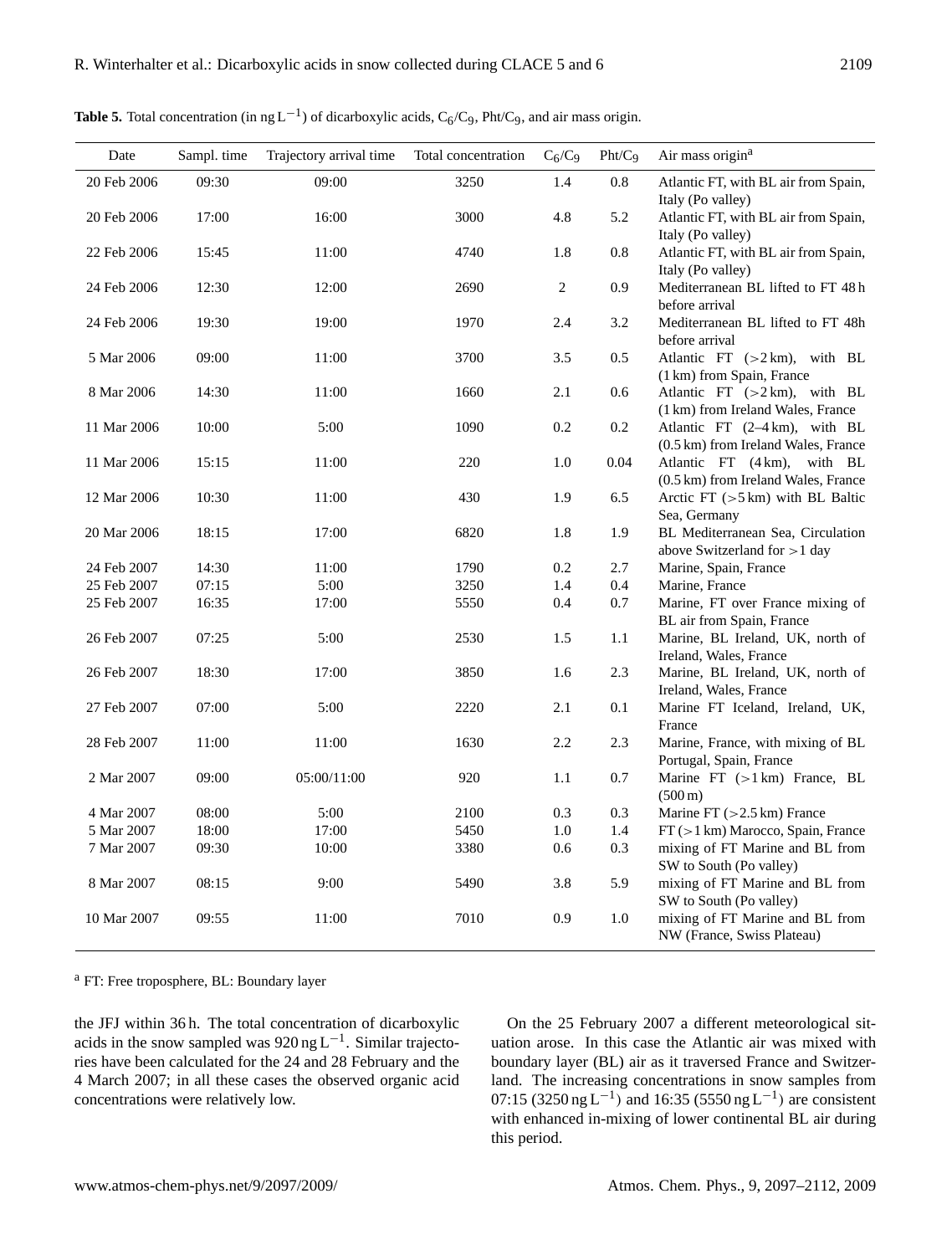**Table 5.** Total concentration (in $ng\,L^{-1}$) of dicarboxylic acids, $C_6/C_9$, Pht/$C_9$, and air mass origin.

| Date | Sampl. time | Trajectory arrival time | Total concentration | $C_6/C_9$ | Pht/$C_9$ | Air mass origin[a] |
|---|---|---|---|---|---|---|
| 20 Feb 2006 | 09:30 | 09:00 | 3250 | 1.4 | 0.8 | Atlantic FT, with BL air from Spain, Italy (Po valley) |
| 20 Feb 2006 | 17:00 | 16:00 | 3000 | 4.8 | 5.2 | Atlantic FT, with BL air from Spain, Italy (Po valley) |
| 22 Feb 2006 | 15:45 | 11:00 | 4740 | 1.8 | 0.8 | Atlantic FT, with BL air from Spain, Italy (Po valley) |
| 24 Feb 2006 | 12:30 | 12:00 | 2690 | 2 | 0.9 | Mediterranean BL lifted to FT 48 h before arrival |
| 24 Feb 2006 | 19:30 | 19:00 | 1970 | 2.4 | 3.2 | Mediterranean BL lifted to FT 48h before arrival |
| 5 Mar 2006 | 09:00 | 11:00 | 3700 | 3.5 | 0.5 | Atlantic FT (>2 km), with BL (1 km) from Spain, France |
| 8 Mar 2006 | 14:30 | 11:00 | 1660 | 2.1 | 0.6 | Atlantic FT (>2 km), with BL (1 km) from Ireland Wales, France |
| 11 Mar 2006 | 10:00 | 5:00 | 1090 | 0.2 | 0.2 | Atlantic FT (2–4 km), with BL (0.5 km) from Ireland Wales, France |
| 11 Mar 2006 | 15:15 | 11:00 | 220 | 1.0 | 0.04 | Atlantic FT (4 km), with BL (0.5 km) from Ireland Wales, France |
| 12 Mar 2006 | 10:30 | 11:00 | 430 | 1.9 | 6.5 | Arctic FT (>5 km) with BL Baltic Sea, Germany |
| 20 Mar 2006 | 18:15 | 17:00 | 6820 | 1.8 | 1.9 | BL Mediterranean Sea, Circulation above Switzerland for >1 day |
| 24 Feb 2007 | 14:30 | 11:00 | 1790 | 0.2 | 2.7 | Marine, Spain, France |
| 25 Feb 2007 | 07:15 | 5:00 | 3250 | 1.4 | 0.4 | Marine, France |
| 25 Feb 2007 | 16:35 | 17:00 | 5550 | 0.4 | 0.7 | Marine, FT over France mixing of BL air from Spain, France |
| 26 Feb 2007 | 07:25 | 5:00 | 2530 | 1.5 | 1.1 | Marine, BL Ireland, UK, north of Ireland, Wales, France |
| 26 Feb 2007 | 18:30 | 17:00 | 3850 | 1.6 | 2.3 | Marine, BL Ireland, UK, north of Ireland, Wales, France |
| 27 Feb 2007 | 07:00 | 5:00 | 2220 | 2.1 | 0.1 | Marine FT Iceland, Ireland, UK, France |
| 28 Feb 2007 | 11:00 | 11:00 | 1630 | 2.2 | 2.3 | Marine, France, with mixing of BL Portugal, Spain, France |
| 2 Mar 2007 | 09:00 | 05:00/11:00 | 920 | 1.1 | 0.7 | Marine FT (>1 km) France, BL (500 m) |
| 4 Mar 2007 | 08:00 | 5:00 | 2100 | 0.3 | 0.3 | Marine FT (>2.5 km) France |
| 5 Mar 2007 | 18:00 | 17:00 | 5450 | 1.0 | 1.4 | FT (>1 km) Marocco, Spain, France |
| 7 Mar 2007 | 09:30 | 10:00 | 3380 | 0.6 | 0.3 | mixing of FT Marine and BL from SW to South (Po valley) |
| 8 Mar 2007 | 08:15 | 9:00 | 5490 | 3.8 | 5.9 | mixing of FT Marine and BL from SW to South (Po valley) |
| 10 Mar 2007 | 09:55 | 11:00 | 7010 | 0.9 | 1.0 | mixing of FT Marine and BL from NW (France, Swiss Plateau) |

[a] FT: Free troposphere, BL: Boundary layer

the JFJ within 36 h. The total concentration of dicarboxylic acids in the snow sampled was 920 $ng\,L^{-1}$. Similar trajectories have been calculated for the 24 and 28 February and the 4 March 2007; in all these cases the observed organic acid concentrations were relatively low.

On the 25 February 2007 a different meteorological situation arose. In this case the Atlantic air was mixed with boundary layer (BL) air as it traversed France and Switzerland. The increasing concentrations in snow samples from 07:15 (3250 $ng\,L^{-1}$) and 16:35 (5550 $ng\,L^{-1}$) are consistent with enhanced in-mixing of lower continental BL air during this period.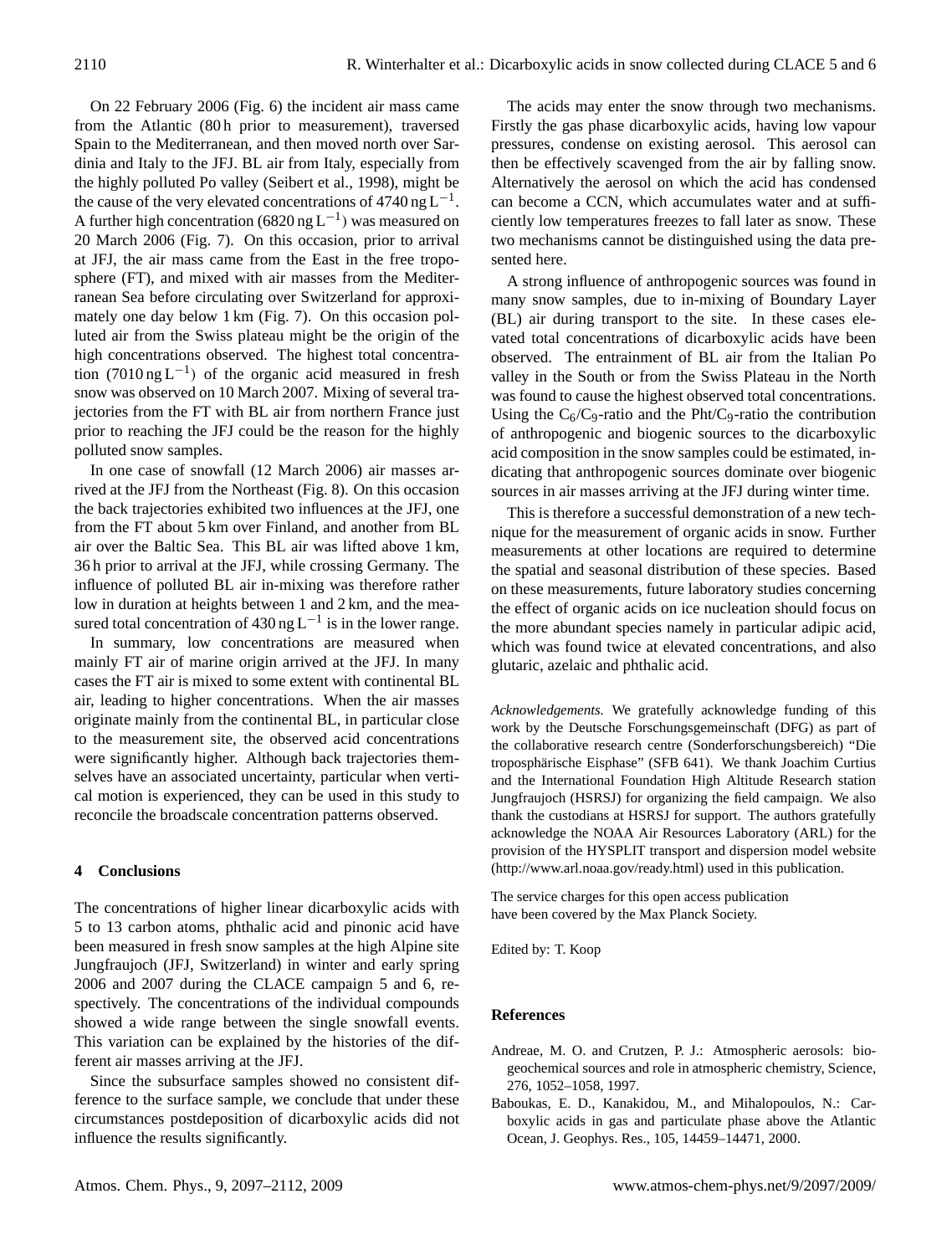On 22 February 2006 (Fig. 6) the incident air mass came from the Atlantic (80 h prior to measurement), traversed Spain to the Mediterranean, and then moved north over Sardinia and Italy to the JFJ. BL air from Italy, especially from the highly polluted Po valley (Seibert et al., 1998), might be the cause of the very elevated concentrations of 4740 ng $L^{-1}$. A further high concentration (6820 ng $L^{-1}$) was measured on 20 March 2006 (Fig. 7). On this occasion, prior to arrival at JFJ, the air mass came from the East in the free troposphere (FT), and mixed with air masses from the Mediterranean Sea before circulating over Switzerland for approximately one day below 1 km (Fig. 7). On this occasion polluted air from the Swiss plateau might be the origin of the high concentrations observed. The highest total concentration (7010 ng $L^{-1}$) of the organic acid measured in fresh snow was observed on 10 March 2007. Mixing of several trajectories from the FT with BL air from northern France just prior to reaching the JFJ could be the reason for the highly polluted snow samples.

In one case of snowfall (12 March 2006) air masses arrived at the JFJ from the Northeast (Fig. 8). On this occasion the back trajectories exhibited two influences at the JFJ, one from the FT about 5 km over Finland, and another from BL air over the Baltic Sea. This BL air was lifted above 1 km, 36 h prior to arrival at the JFJ, while crossing Germany. The influence of polluted BL air in-mixing was therefore rather low in duration at heights between 1 and 2 km, and the measured total concentration of 430 ng $L^{-1}$ is in the lower range.

In summary, low concentrations are measured when mainly FT air of marine origin arrived at the JFJ. In many cases the FT air is mixed to some extent with continental BL air, leading to higher concentrations. When the air masses originate mainly from the continental BL, in particular close to the measurement site, the observed acid concentrations were significantly higher. Although back trajectories themselves have an associated uncertainty, particular when vertical motion is experienced, they can be used in this study to reconcile the broadscale concentration patterns observed.

## 4 Conclusions

The concentrations of higher linear dicarboxylic acids with 5 to 13 carbon atoms, phthalic acid and pinonic acid have been measured in fresh snow samples at the high Alpine site Jungfraujoch (JFJ, Switzerland) in winter and early spring 2006 and 2007 during the CLACE campaign 5 and 6, respectively. The concentrations of the individual compounds showed a wide range between the single snowfall events. This variation can be explained by the histories of the different air masses arriving at the JFJ.

Since the subsurface samples showed no consistent difference to the surface sample, we conclude that under these circumstances postdeposition of dicarboxylic acids did not influence the results significantly.

The acids may enter the snow through two mechanisms. Firstly the gas phase dicarboxylic acids, having low vapour pressures, condense on existing aerosol. This aerosol can then be effectively scavenged from the air by falling snow. Alternatively the aerosol on which the acid has condensed can become a CCN, which accumulates water and at sufficiently low temperatures freezes to fall later as snow. These two mechanisms cannot be distinguished using the data presented here.

A strong influence of anthropogenic sources was found in many snow samples, due to in-mixing of Boundary Layer (BL) air during transport to the site. In these cases elevated total concentrations of dicarboxylic acids have been observed. The entrainment of BL air from the Italian Po valley in the South or from the Swiss Plateau in the North was found to cause the highest observed total concentrations. Using the $C_6/C_9$-ratio and the Pht/$C_9$-ratio the contribution of anthropogenic and biogenic sources to the dicarboxylic acid composition in the snow samples could be estimated, indicating that anthropogenic sources dominate over biogenic sources in air masses arriving at the JFJ during winter time.

This is therefore a successful demonstration of a new technique for the measurement of organic acids in snow. Further measurements at other locations are required to determine the spatial and seasonal distribution of these species. Based on these measurements, future laboratory studies concerning the effect of organic acids on ice nucleation should focus on the more abundant species namely in particular adipic acid, which was found twice at elevated concentrations, and also glutaric, azelaic and phthalic acid.

*Acknowledgements.* We gratefully acknowledge funding of this work by the Deutsche Forschungsgemeinschaft (DFG) as part of the collaborative research centre (Sonderforschungsbereich) "Die troposphärische Eisphase" (SFB 641). We thank Joachim Curtius and the International Foundation High Altitude Research station Jungfraujoch (HSRSJ) for organizing the field campaign. We also thank the custodians at HSRSJ for support. The authors gratefully acknowledge the NOAA Air Resources Laboratory (ARL) for the provision of the HYSPLIT transport and dispersion model website (http://www.arl.noaa.gov/ready.html) used in this publication.

The service charges for this open access publication have been covered by the Max Planck Society.

Edited by: T. Koop

## References

Andreae, M. O. and Crutzen, P. J.: Atmospheric aerosols: biogeochemical sources and role in atmospheric chemistry, Science, 276, 1052–1058, 1997.

Baboukas, E. D., Kanakidou, M., and Mihalopoulos, N.: Carboxylic acids in gas and particulate phase above the Atlantic Ocean, J. Geophys. Res., 105, 14459–14471, 2000.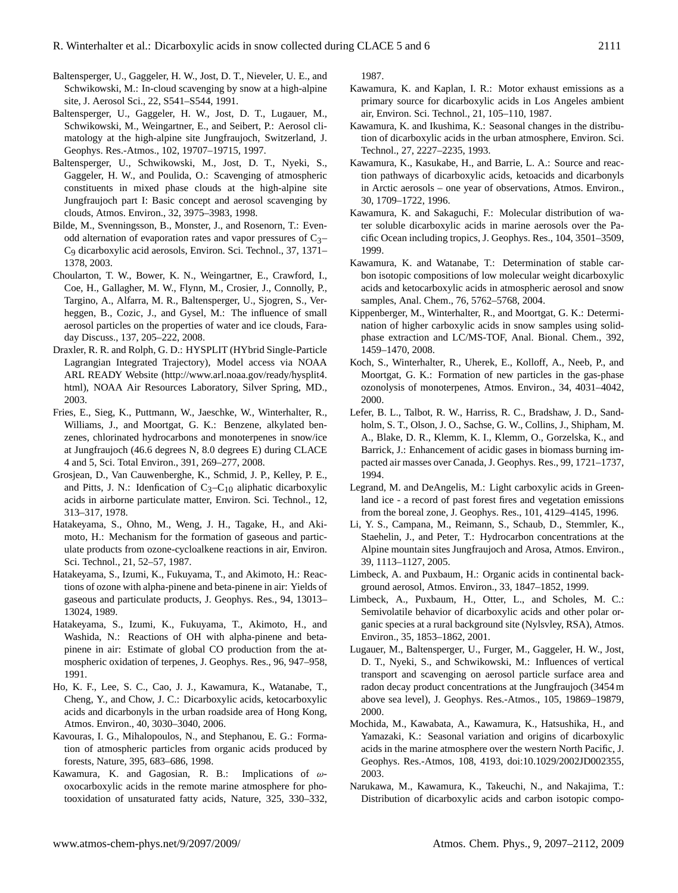Baltensperger, U., Gaggeler, H. W., Jost, D. T., Nieveler, U. E., and Schwikowski, M.: In-cloud scavenging by snow at a high-alpine site, J. Aerosol Sci., 22, S541–S544, 1991.

Baltensperger, U., Gaggeler, H. W., Jost, D. T., Lugauer, M., Schwikowski, M., Weingartner, E., and Seibert, P.: Aerosol climatology at the high-alpine site Jungfraujoch, Switzerland, J. Geophys. Res.-Atmos., 102, 19707–19715, 1997.

Baltensperger, U., Schwikowski, M., Jost, D. T., Nyeki, S., Gaggeler, H. W., and Poulida, O.: Scavenging of atmospheric constituents in mixed phase clouds at the high-alpine site Jungfraujoch part I: Basic concept and aerosol scavenging by clouds, Atmos. Environ., 32, 3975–3983, 1998.

Bilde, M., Svenningsson, B., Monster, J., and Rosenorn, T.: Even-odd alternation of evaporation rates and vapor pressures of $C_3$–$C_9$ dicarboxylic acid aerosols, Environ. Sci. Technol., 37, 1371–1378, 2003.

Choularton, T. W., Bower, K. N., Weingartner, E., Crawford, I., Coe, H., Gallagher, M. W., Flynn, M., Crosier, J., Connolly, P., Targino, A., Alfarra, M. R., Baltensperger, U., Sjogren, S., Verheggen, B., Cozic, J., and Gysel, M.: The influence of small aerosol particles on the properties of water and ice clouds, Faraday Discuss., 137, 205–222, 2008.

Draxler, R. R. and Rolph, G. D.: HYSPLIT (HYbrid Single-Particle Lagrangian Integrated Trajectory), Model access via NOAA ARL READY Website (http://www.arl.noaa.gov/ready/hysplit4.html), NOAA Air Resources Laboratory, Silver Spring, MD., 2003.

Fries, E., Sieg, K., Puttmann, W., Jaeschke, W., Winterhalter, R., Williams, J., and Moortgat, G. K.: Benzene, alkylated benzenes, chlorinated hydrocarbons and monoterpenes in snow/ice at Jungfraujoch (46.6 degrees N, 8.0 degrees E) during CLACE 4 and 5, Sci. Total Environ., 391, 269–277, 2008.

Grosjean, D., Van Cauwenberghe, K., Schmid, J. P., Kelley, P. E., and Pitts, J. N.: Idenfication of $C_3$–$C_{10}$ aliphatic dicarboxylic acids in airborne particulate matter, Environ. Sci. Technol., 12, 313–317, 1978.

Hatakeyama, S., Ohno, M., Weng, J. H., Tagake, H., and Akimoto, H.: Mechanism for the formation of gaseous and particulate products from ozone-cycloalkene reactions in air, Environ. Sci. Technol., 21, 52–57, 1987.

Hatakeyama, S., Izumi, K., Fukuyama, T., and Akimoto, H.: Reactions of ozone with alpha-pinene and beta-pinene in air: Yields of gaseous and particulate products, J. Geophys. Res., 94, 13013–13024, 1989.

Hatakeyama, S., Izumi, K., Fukuyama, T., Akimoto, H., and Washida, N.: Reactions of OH with alpha-pinene and beta-pinene in air: Estimate of global CO production from the atmospheric oxidation of terpenes, J. Geophys. Res., 96, 947–958, 1991.

Ho, K. F., Lee, S. C., Cao, J. J., Kawamura, K., Watanabe, T., Cheng, Y., and Chow, J. C.: Dicarboxylic acids, ketocarboxylic acids and dicarbonyls in the urban roadside area of Hong Kong, Atmos. Environ., 40, 3030–3040, 2006.

Kavouras, I. G., Mihalopoulos, N., and Stephanou, E. G.: Formation of atmospheric particles from organic acids produced by forests, Nature, 395, 683–686, 1998.

Kawamura, K. and Gagosian, R. B.: Implications of $\omega$-oxocarboxylic acids in the remote marine atmosphere for photooxidation of unsaturated fatty acids, Nature, 325, 330–332, 1987.

Kawamura, K. and Kaplan, I. R.: Motor exhaust emissions as a primary source for dicarboxylic acids in Los Angeles ambient air, Environ. Sci. Technol., 21, 105–110, 1987.

Kawamura, K. and Ikushima, K.: Seasonal changes in the distribution of dicarboxylic acids in the urban atmosphere, Environ. Sci. Technol., 27, 2227–2235, 1993.

Kawamura, K., Kasukabe, H., and Barrie, L. A.: Source and reaction pathways of dicarboxylic acids, ketoacids and dicarbonyls in Arctic aerosols – one year of observations, Atmos. Environ., 30, 1709–1722, 1996.

Kawamura, K. and Sakaguchi, F.: Molecular distribution of water soluble dicarboxylic acids in marine aerosols over the Pacific Ocean including tropics, J. Geophys. Res., 104, 3501–3509, 1999.

Kawamura, K. and Watanabe, T.: Determination of stable carbon isotopic compositions of low molecular weight dicarboxylic acids and ketocarboxylic acids in atmospheric aerosol and snow samples, Anal. Chem., 76, 5762–5768, 2004.

Kippenberger, M., Winterhalter, R., and Moortgat, G. K.: Determination of higher carboxylic acids in snow samples using solid-phase extraction and LC/MS-TOF, Anal. Bional. Chem., 392, 1459–1470, 2008.

Koch, S., Winterhalter, R., Uherek, E., Kolloff, A., Neeb, P., and Moortgat, G. K.: Formation of new particles in the gas-phase ozonolysis of monoterpenes, Atmos. Environ., 34, 4031–4042, 2000.

Lefer, B. L., Talbot, R. W., Harriss, R. C., Bradshaw, J. D., Sandholm, S. T., Olson, J. O., Sachse, G. W., Collins, J., Shipham, M. A., Blake, D. R., Klemm, K. I., Klemm, O., Gorzelska, K., and Barrick, J.: Enhancement of acidic gases in biomass burning impacted air masses over Canada, J. Geophys. Res., 99, 1721–1737, 1994.

Legrand, M. and DeAngelis, M.: Light carboxylic acids in Greenland ice - a record of past forest fires and vegetation emissions from the boreal zone, J. Geophys. Res., 101, 4129–4145, 1996.

Li, Y. S., Campana, M., Reimann, S., Schaub, D., Stemmler, K., Staehelin, J., and Peter, T.: Hydrocarbon concentrations at the Alpine mountain sites Jungfraujoch and Arosa, Atmos. Environ., 39, 1113–1127, 2005.

Limbeck, A. and Puxbaum, H.: Organic acids in continental background aerosol, Atmos. Environ., 33, 1847–1852, 1999.

Limbeck, A., Puxbaum, H., Otter, L., and Scholes, M. C.: Semivolatile behavior of dicarboxylic acids and other polar organic species at a rural background site (Nylsvley, RSA), Atmos. Environ., 35, 1853–1862, 2001.

Lugauer, M., Baltensperger, U., Furger, M., Gaggeler, H. W., Jost, D. T., Nyeki, S., and Schwikowski, M.: Influences of vertical transport and scavenging on aerosol particle surface area and radon decay product concentrations at the Jungfraujoch (3454 m above sea level), J. Geophys. Res.-Atmos., 105, 19869–19879, 2000.

Mochida, M., Kawabata, A., Kawamura, K., Hatsushika, H., and Yamazaki, K.: Seasonal variation and origins of dicarboxylic acids in the marine atmosphere over the western North Pacific, J. Geophys. Res.-Atmos, 108, 4193, doi:10.1029/2002JD002355, 2003.

Narukawa, M., Kawamura, K., Takeuchi, N., and Nakajima, T.: Distribution of dicarboxylic acids and carbon isotopic compo-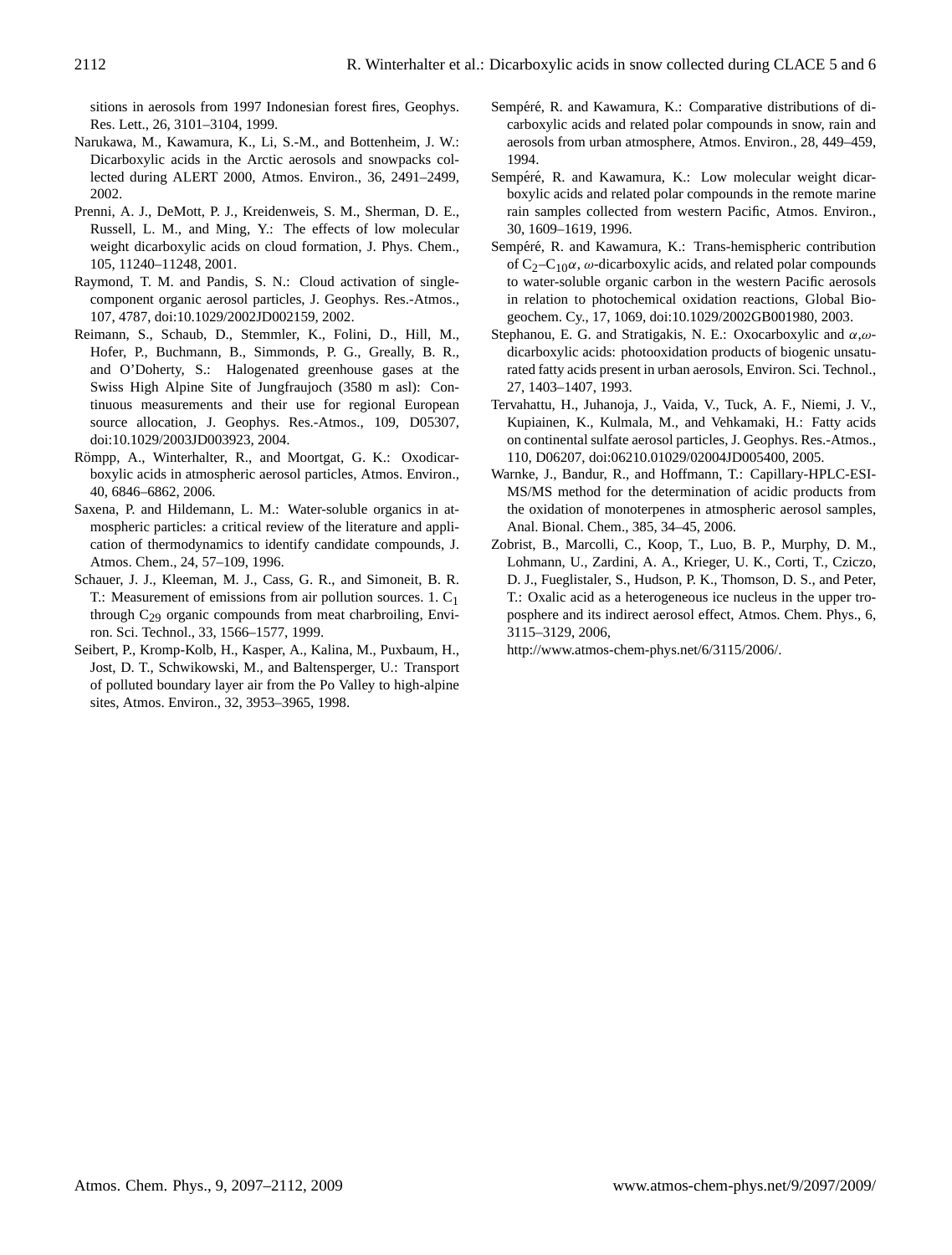sitions in aerosols from 1997 Indonesian forest fires, Geophys. Res. Lett., 26, 3101–3104, 1999.

Narukawa, M., Kawamura, K., Li, S.-M., and Bottenheim, J. W.: Dicarboxylic acids in the Arctic aerosols and snowpacks collected during ALERT 2000, Atmos. Environ., 36, 2491–2499, 2002.

Prenni, A. J., DeMott, P. J., Kreidenweis, S. M., Sherman, D. E., Russell, L. M., and Ming, Y.: The effects of low molecular weight dicarboxylic acids on cloud formation, J. Phys. Chem., 105, 11240–11248, 2001.

Raymond, T. M. and Pandis, S. N.: Cloud activation of single-component organic aerosol particles, J. Geophys. Res.-Atmos., 107, 4787, doi:10.1029/2002JD002159, 2002.

Reimann, S., Schaub, D., Stemmler, K., Folini, D., Hill, M., Hofer, P., Buchmann, B., Simmonds, P. G., Greally, B. R., and O'Doherty, S.: Halogenated greenhouse gases at the Swiss High Alpine Site of Jungfraujoch (3580 m asl): Continuous measurements and their use for regional European source allocation, J. Geophys. Res.-Atmos., 109, D05307, doi:10.1029/2003JD003923, 2004.

Römpp, A., Winterhalter, R., and Moortgat, G. K.: Oxodicarboxylic acids in atmospheric aerosol particles, Atmos. Environ., 40, 6846–6862, 2006.

Saxena, P. and Hildemann, L. M.: Water-soluble organics in atmospheric particles: a critical review of the literature and application of thermodynamics to identify candidate compounds, J. Atmos. Chem., 24, 57–109, 1996.

Schauer, J. J., Kleeman, M. J., Cass, G. R., and Simoneit, B. R. T.: Measurement of emissions from air pollution sources. 1. $C_1$ through $C_{29}$ organic compounds from meat charbroiling, Environ. Sci. Technol., 33, 1566–1577, 1999.

Seibert, P., Kromp-Kolb, H., Kasper, A., Kalina, M., Puxbaum, H., Jost, D. T., Schwikowski, M., and Baltensperger, U.: Transport of polluted boundary layer air from the Po Valley to high-alpine sites, Atmos. Environ., 32, 3953–3965, 1998.

Sempéré, R. and Kawamura, K.: Comparative distributions of dicarboxylic acids and related polar compounds in snow, rain and aerosols from urban atmosphere, Atmos. Environ., 28, 449–459, 1994.

Sempéré, R. and Kawamura, K.: Low molecular weight dicarboxylic acids and related polar compounds in the remote marine rain samples collected from western Pacific, Atmos. Environ., 30, 1609–1619, 1996.

Sempéré, R. and Kawamura, K.: Trans-hemispheric contribution of $C_2$–$C_{10}\alpha$, $\omega$-dicarboxylic acids, and related polar compounds to water-soluble organic carbon in the western Pacific aerosols in relation to photochemical oxidation reactions, Global Biogeochem. Cy., 17, 1069, doi:10.1029/2002GB001980, 2003.

Stephanou, E. G. and Stratigakis, N. E.: Oxocarboxylic and $\alpha$,$\omega$-dicarboxylic acids: photooxidation products of biogenic unsaturated fatty acids present in urban aerosols, Environ. Sci. Technol., 27, 1403–1407, 1993.

Tervahattu, H., Juhanoja, J., Vaida, V., Tuck, A. F., Niemi, J. V., Kupiainen, K., Kulmala, M., and Vehkamaki, H.: Fatty acids on continental sulfate aerosol particles, J. Geophys. Res.-Atmos., 110, D06207, doi:06210.01029/02004JD005400, 2005.

Warnke, J., Bandur, R., and Hoffmann, T.: Capillary-HPLC-ESI-MS/MS method for the determination of acidic products from the oxidation of monoterpenes in atmospheric aerosol samples, Anal. Bional. Chem., 385, 34–45, 2006.

Zobrist, B., Marcolli, C., Koop, T., Luo, B. P., Murphy, D. M., Lohmann, U., Zardini, A. A., Krieger, U. K., Corti, T., Cziczo, D. J., Fueglistaler, S., Hudson, P. K., Thomson, D. S., and Peter, T.: Oxalic acid as a heterogeneous ice nucleus in the upper troposphere and its indirect aerosol effect, Atmos. Chem. Phys., 6, 3115–3129, 2006, http://www.atmos-chem-phys.net/6/3115/2006/.